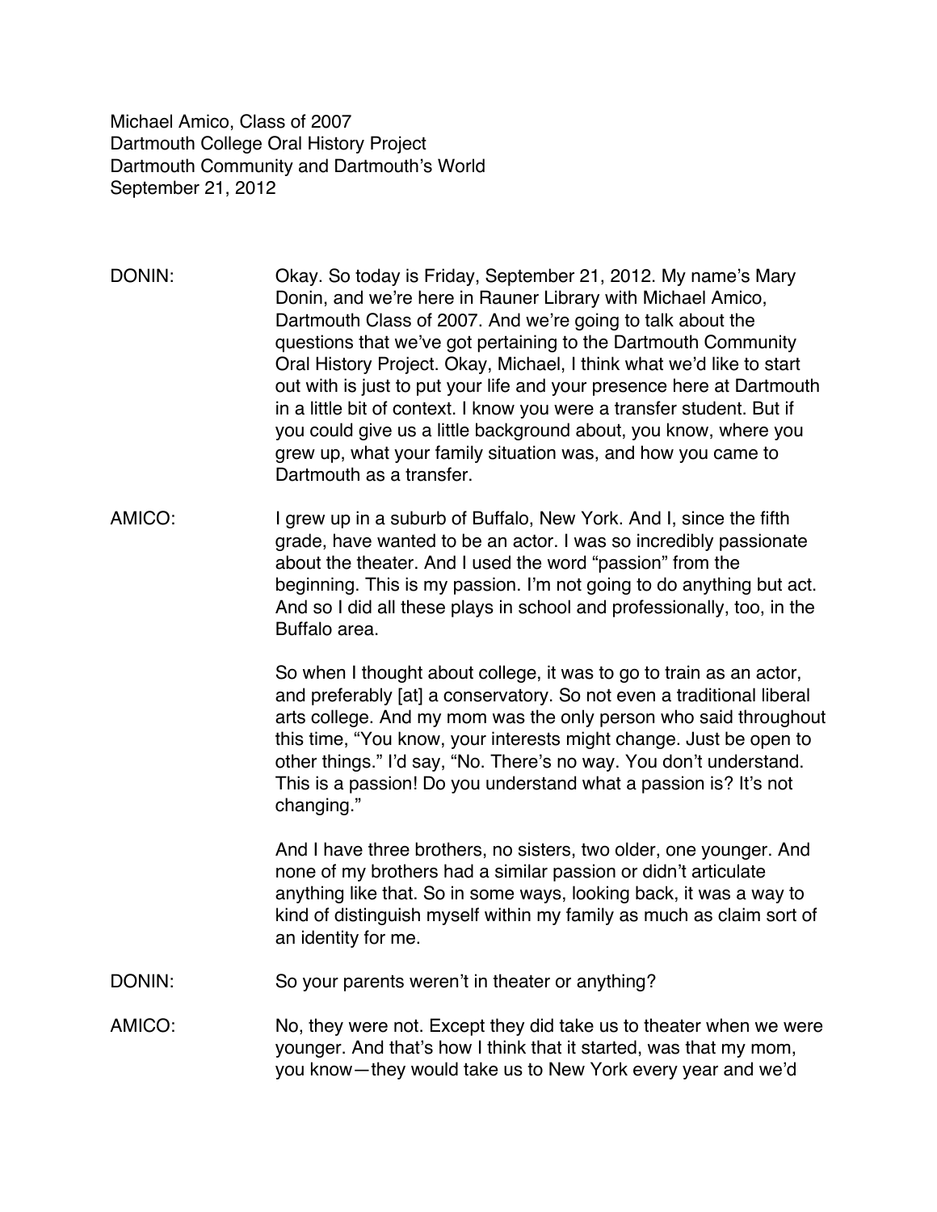Michael Amico, Class of 2007
Dartmouth College Oral History Project
Dartmouth Community and Dartmouth's World
September 21, 2012

DONIN: Okay. So today is Friday, September 21, 2012. My name's Mary Donin, and we're here in Rauner Library with Michael Amico, Dartmouth Class of 2007. And we're going to talk about the questions that we've got pertaining to the Dartmouth Community Oral History Project. Okay, Michael, I think what we'd like to start out with is just to put your life and your presence here at Dartmouth in a little bit of context. I know you were a transfer student. But if you could give us a little background about, you know, where you grew up, what your family situation was, and how you came to Dartmouth as a transfer.

AMICO: I grew up in a suburb of Buffalo, New York. And I, since the fifth grade, have wanted to be an actor. I was so incredibly passionate about the theater. And I used the word "passion" from the beginning. This is my passion. I'm not going to do anything but act. And so I did all these plays in school and professionally, too, in the Buffalo area.

So when I thought about college, it was to go to train as an actor, and preferably [at] a conservatory. So not even a traditional liberal arts college. And my mom was the only person who said throughout this time, "You know, your interests might change. Just be open to other things." I'd say, "No. There's no way. You don't understand. This is a passion! Do you understand what a passion is? It's not changing."

And I have three brothers, no sisters, two older, one younger. And none of my brothers had a similar passion or didn't articulate anything like that. So in some ways, looking back, it was a way to kind of distinguish myself within my family as much as claim sort of an identity for me.

DONIN: So your parents weren't in theater or anything?

AMICO: No, they were not. Except they did take us to theater when we were younger. And that's how I think that it started, was that my mom, you know—they would take us to New York every year and we'd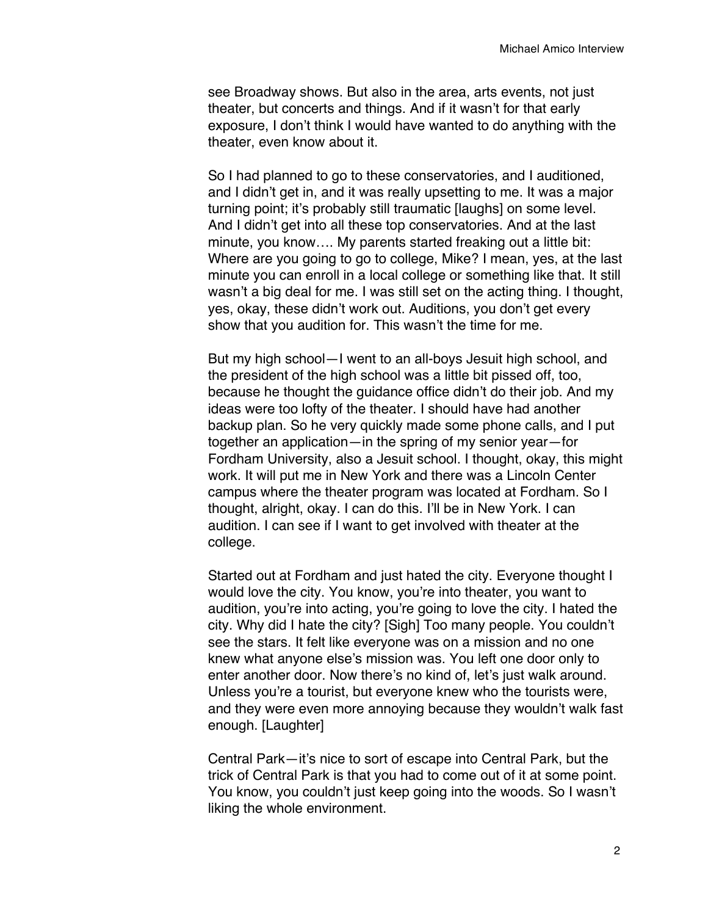see Broadway shows. But also in the area, arts events, not just theater, but concerts and things. And if it wasn't for that early exposure, I don't think I would have wanted to do anything with the theater, even know about it.

So I had planned to go to these conservatories, and I auditioned, and I didn't get in, and it was really upsetting to me. It was a major turning point; it's probably still traumatic [laughs] on some level. And I didn't get into all these top conservatories. And at the last minute, you know…. My parents started freaking out a little bit: Where are you going to go to college, Mike? I mean, yes, at the last minute you can enroll in a local college or something like that. It still wasn't a big deal for me. I was still set on the acting thing. I thought, yes, okay, these didn't work out. Auditions, you don't get every show that you audition for. This wasn't the time for me.

But my high school—I went to an all-boys Jesuit high school, and the president of the high school was a little bit pissed off, too, because he thought the guidance office didn't do their job. And my ideas were too lofty of the theater. I should have had another backup plan. So he very quickly made some phone calls, and I put together an application—in the spring of my senior year—for Fordham University, also a Jesuit school. I thought, okay, this might work. It will put me in New York and there was a Lincoln Center campus where the theater program was located at Fordham. So I thought, alright, okay. I can do this. I'll be in New York. I can audition. I can see if I want to get involved with theater at the college.

Started out at Fordham and just hated the city. Everyone thought I would love the city. You know, you're into theater, you want to audition, you're into acting, you're going to love the city. I hated the city. Why did I hate the city? [Sigh] Too many people. You couldn't see the stars. It felt like everyone was on a mission and no one knew what anyone else's mission was. You left one door only to enter another door. Now there's no kind of, let's just walk around. Unless you're a tourist, but everyone knew who the tourists were, and they were even more annoying because they wouldn't walk fast enough. [Laughter]

Central Park—it's nice to sort of escape into Central Park, but the trick of Central Park is that you had to come out of it at some point. You know, you couldn't just keep going into the woods. So I wasn't liking the whole environment.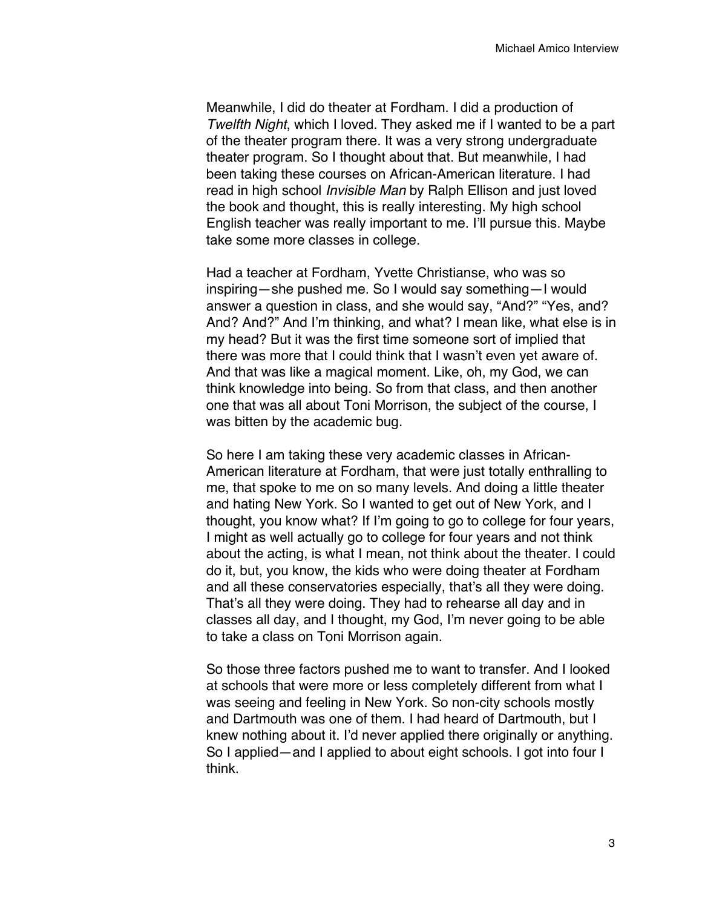Meanwhile, I did do theater at Fordham. I did a production of *Twelfth Night*, which I loved. They asked me if I wanted to be a part of the theater program there. It was a very strong undergraduate theater program. So I thought about that. But meanwhile, I had been taking these courses on African-American literature. I had read in high school *Invisible Man* by Ralph Ellison and just loved the book and thought, this is really interesting. My high school English teacher was really important to me. I'll pursue this. Maybe take some more classes in college.

Had a teacher at Fordham, Yvette Christianse, who was so inspiring—she pushed me. So I would say something—I would answer a question in class, and she would say, "And?" "Yes, and? And? And?" And I'm thinking, and what? I mean like, what else is in my head? But it was the first time someone sort of implied that there was more that I could think that I wasn't even yet aware of. And that was like a magical moment. Like, oh, my God, we can think knowledge into being. So from that class, and then another one that was all about Toni Morrison, the subject of the course, I was bitten by the academic bug.

So here I am taking these very academic classes in African-American literature at Fordham, that were just totally enthralling to me, that spoke to me on so many levels. And doing a little theater and hating New York. So I wanted to get out of New York, and I thought, you know what? If I'm going to go to college for four years, I might as well actually go to college for four years and not think about the acting, is what I mean, not think about the theater. I could do it, but, you know, the kids who were doing theater at Fordham and all these conservatories especially, that's all they were doing. That's all they were doing. They had to rehearse all day and in classes all day, and I thought, my God, I'm never going to be able to take a class on Toni Morrison again.

So those three factors pushed me to want to transfer. And I looked at schools that were more or less completely different from what I was seeing and feeling in New York. So non-city schools mostly and Dartmouth was one of them. I had heard of Dartmouth, but I knew nothing about it. I'd never applied there originally or anything. So I applied—and I applied to about eight schools. I got into four I think.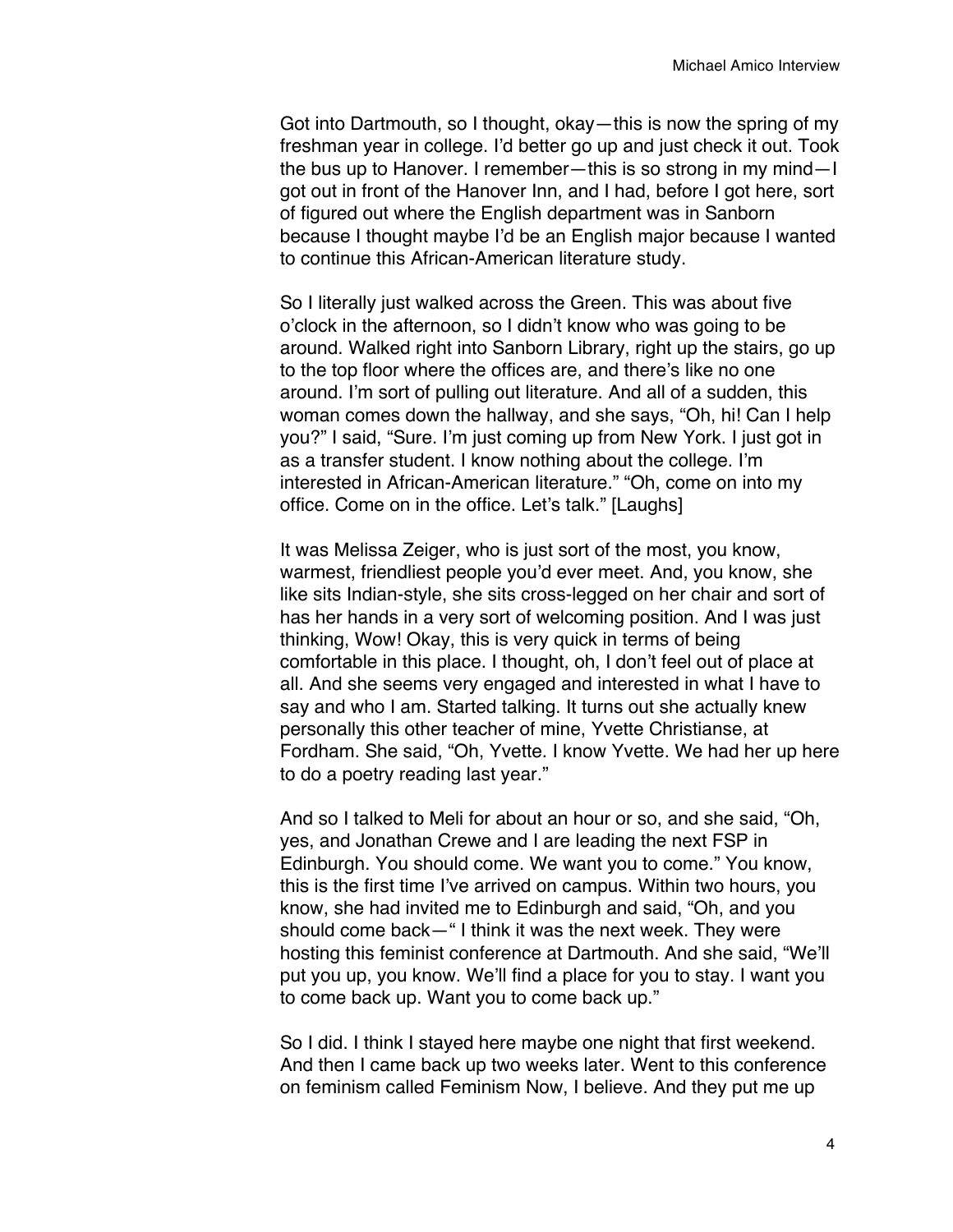Got into Dartmouth, so I thought, okay—this is now the spring of my freshman year in college. I'd better go up and just check it out. Took the bus up to Hanover. I remember—this is so strong in my mind—I got out in front of the Hanover Inn, and I had, before I got here, sort of figured out where the English department was in Sanborn because I thought maybe I'd be an English major because I wanted to continue this African-American literature study.

So I literally just walked across the Green. This was about five o'clock in the afternoon, so I didn't know who was going to be around. Walked right into Sanborn Library, right up the stairs, go up to the top floor where the offices are, and there's like no one around. I'm sort of pulling out literature. And all of a sudden, this woman comes down the hallway, and she says, "Oh, hi! Can I help you?" I said, "Sure. I'm just coming up from New York. I just got in as a transfer student. I know nothing about the college. I'm interested in African-American literature." "Oh, come on into my office. Come on in the office. Let's talk." [Laughs]

It was Melissa Zeiger, who is just sort of the most, you know, warmest, friendliest people you'd ever meet. And, you know, she like sits Indian-style, she sits cross-legged on her chair and sort of has her hands in a very sort of welcoming position. And I was just thinking, Wow! Okay, this is very quick in terms of being comfortable in this place. I thought, oh, I don't feel out of place at all. And she seems very engaged and interested in what I have to say and who I am. Started talking. It turns out she actually knew personally this other teacher of mine, Yvette Christianse, at Fordham. She said, "Oh, Yvette. I know Yvette. We had her up here to do a poetry reading last year."

And so I talked to Meli for about an hour or so, and she said, "Oh, yes, and Jonathan Crewe and I are leading the next FSP in Edinburgh. You should come. We want you to come." You know, this is the first time I've arrived on campus. Within two hours, you know, she had invited me to Edinburgh and said, "Oh, and you should come back—" I think it was the next week. They were hosting this feminist conference at Dartmouth. And she said, "We'll put you up, you know. We'll find a place for you to stay. I want you to come back up. Want you to come back up."

So I did. I think I stayed here maybe one night that first weekend. And then I came back up two weeks later. Went to this conference on feminism called Feminism Now, I believe. And they put me up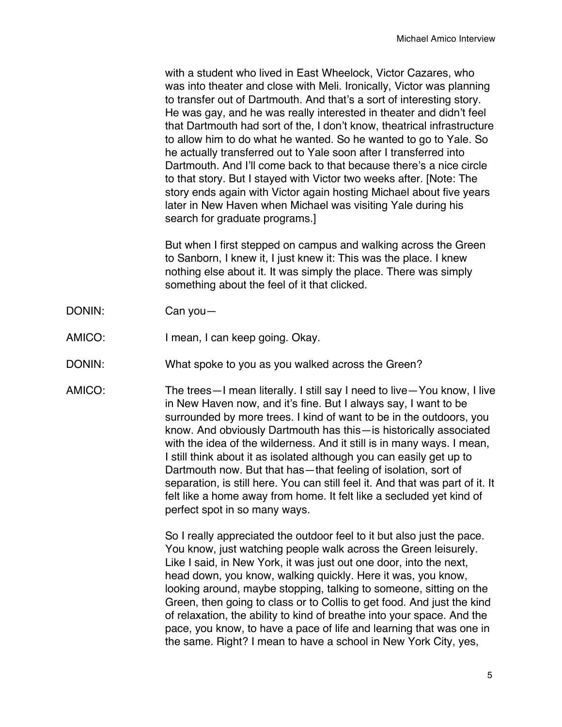with a student who lived in East Wheelock, Victor Cazares, who was into theater and close with Meli. Ironically, Victor was planning to transfer out of Dartmouth. And that's a sort of interesting story. He was gay, and he was really interested in theater and didn't feel that Dartmouth had sort of the, I don't know, theatrical infrastructure to allow him to do what he wanted. So he wanted to go to Yale. So he actually transferred out to Yale soon after I transferred into Dartmouth. And I'll come back to that because there's a nice circle to that story. But I stayed with Victor two weeks after. [Note: The story ends again with Victor again hosting Michael about five years later in New Haven when Michael was visiting Yale during his search for graduate programs.]

But when I first stepped on campus and walking across the Green to Sanborn, I knew it, I just knew it: This was the place. I knew nothing else about it. It was simply the place. There was simply something about the feel of it that clicked.

DONIN: Can you—

AMICO: I mean, I can keep going. Okay.

DONIN: What spoke to you as you walked across the Green?

AMICO: The trees—I mean literally. I still say I need to live—You know, I live in New Haven now, and it's fine. But I always say, I want to be surrounded by more trees. I kind of want to be in the outdoors, you know. And obviously Dartmouth has this—is historically associated with the idea of the wilderness. And it still is in many ways. I mean, I still think about it as isolated although you can easily get up to Dartmouth now. But that has—that feeling of isolation, sort of separation, is still here. You can still feel it. And that was part of it. It felt like a home away from home. It felt like a secluded yet kind of perfect spot in so many ways.

So I really appreciated the outdoor feel to it but also just the pace. You know, just watching people walk across the Green leisurely. Like I said, in New York, it was just out one door, into the next, head down, you know, walking quickly. Here it was, you know, looking around, maybe stopping, talking to someone, sitting on the Green, then going to class or to Collis to get food. And just the kind of relaxation, the ability to kind of breathe into your space. And the pace, you know, to have a pace of life and learning that was one in the same. Right? I mean to have a school in New York City, yes,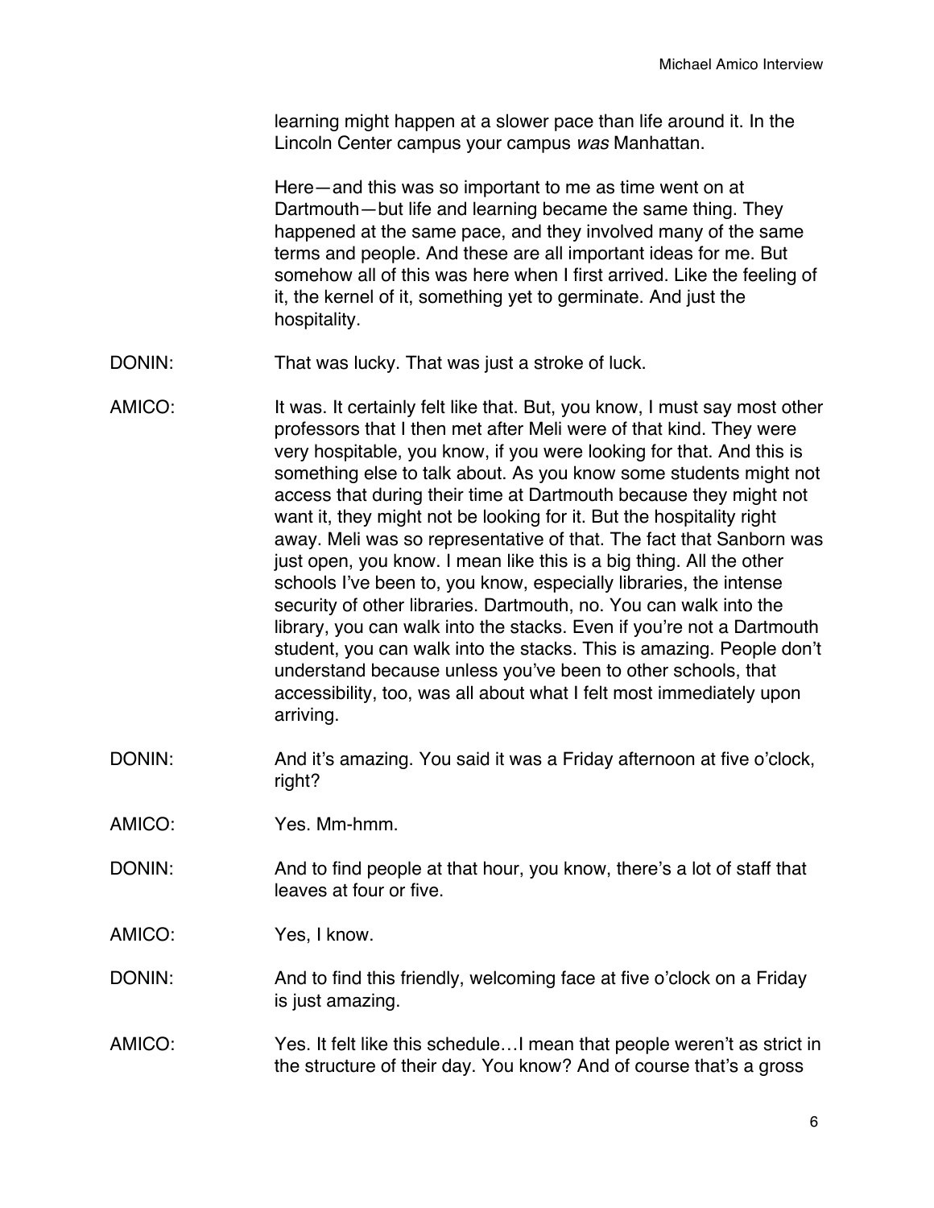learning might happen at a slower pace than life around it. In the Lincoln Center campus your campus *was* Manhattan.

Here—and this was so important to me as time went on at Dartmouth—but life and learning became the same thing. They happened at the same pace, and they involved many of the same terms and people. And these are all important ideas for me. But somehow all of this was here when I first arrived. Like the feeling of it, the kernel of it, something yet to germinate. And just the hospitality.

DONIN: That was lucky. That was just a stroke of luck.

AMICO: It was. It certainly felt like that. But, you know, I must say most other professors that I then met after Meli were of that kind. They were very hospitable, you know, if you were looking for that. And this is something else to talk about. As you know some students might not access that during their time at Dartmouth because they might not want it, they might not be looking for it. But the hospitality right away. Meli was so representative of that. The fact that Sanborn was just open, you know. I mean like this is a big thing. All the other schools I've been to, you know, especially libraries, the intense security of other libraries. Dartmouth, no. You can walk into the library, you can walk into the stacks. Even if you're not a Dartmouth student, you can walk into the stacks. This is amazing. People don't understand because unless you've been to other schools, that accessibility, too, was all about what I felt most immediately upon arriving.

DONIN: And it's amazing. You said it was a Friday afternoon at five o'clock, right?

AMICO: Yes. Mm-hmm.

DONIN: And to find people at that hour, you know, there's a lot of staff that leaves at four or five.

AMICO: Yes, I know.

DONIN: And to find this friendly, welcoming face at five o'clock on a Friday is just amazing.

AMICO: Yes. It felt like this schedule…I mean that people weren't as strict in the structure of their day. You know? And of course that's a gross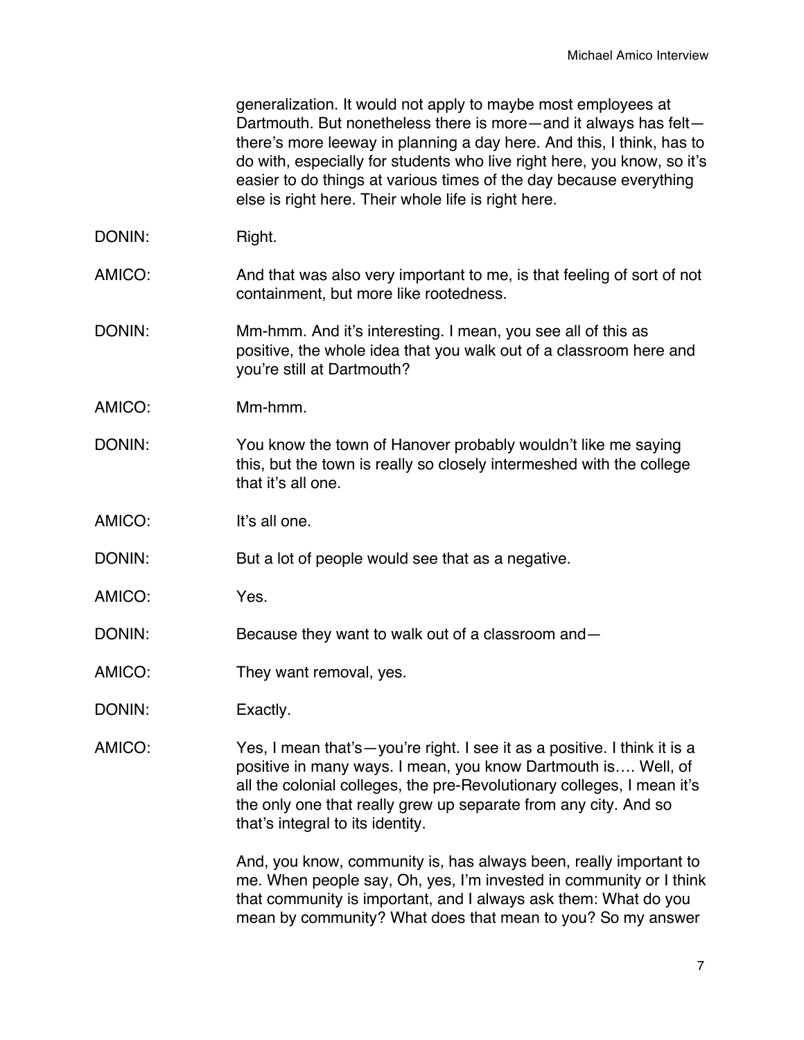generalization. It would not apply to maybe most employees at Dartmouth. But nonetheless there is more—and it always has felt—there's more leeway in planning a day here. And this, I think, has to do with, especially for students who live right here, you know, so it's easier to do things at various times of the day because everything else is right here. Their whole life is right here.

DONIN: Right.

AMICO: And that was also very important to me, is that feeling of sort of not containment, but more like rootedness.

DONIN: Mm-hmm. And it's interesting. I mean, you see all of this as positive, the whole idea that you walk out of a classroom here and you're still at Dartmouth?

AMICO: Mm-hmm.

DONIN: You know the town of Hanover probably wouldn't like me saying this, but the town is really so closely intermeshed with the college that it's all one.

AMICO: It's all one.

DONIN: But a lot of people would see that as a negative.

AMICO: Yes.

DONIN: Because they want to walk out of a classroom and—

AMICO: They want removal, yes.

DONIN: Exactly.

AMICO: Yes, I mean that's—you're right. I see it as a positive. I think it is a positive in many ways. I mean, you know Dartmouth is…. Well, of all the colonial colleges, the pre-Revolutionary colleges, I mean it's the only one that really grew up separate from any city. And so that's integral to its identity.

And, you know, community is, has always been, really important to me. When people say, Oh, yes, I'm invested in community or I think that community is important, and I always ask them: What do you mean by community? What does that mean to you? So my answer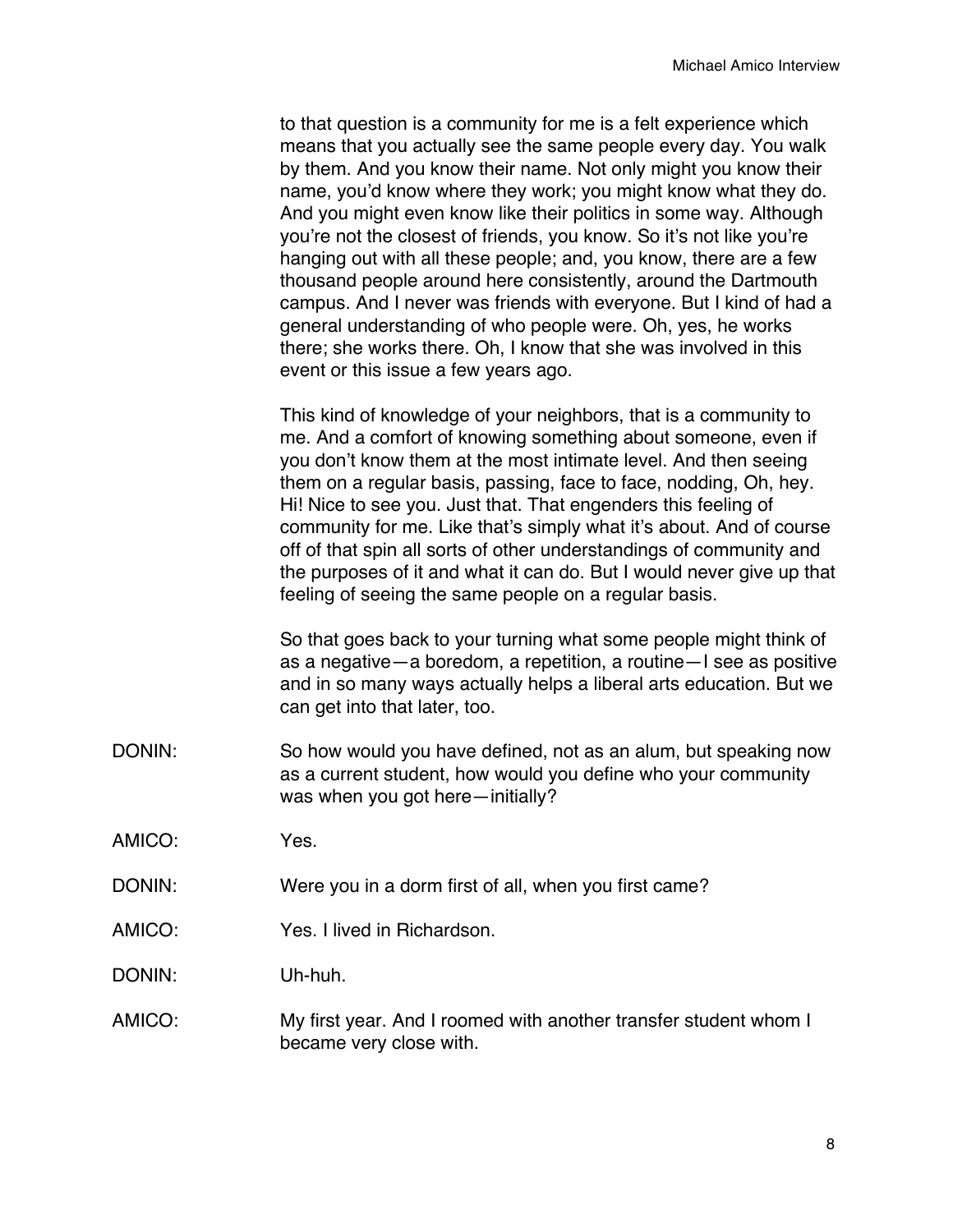to that question is a community for me is a felt experience which means that you actually see the same people every day. You walk by them. And you know their name. Not only might you know their name, you'd know where they work; you might know what they do. And you might even know like their politics in some way. Although you're not the closest of friends, you know. So it's not like you're hanging out with all these people; and, you know, there are a few thousand people around here consistently, around the Dartmouth campus. And I never was friends with everyone. But I kind of had a general understanding of who people were. Oh, yes, he works there; she works there. Oh, I know that she was involved in this event or this issue a few years ago.

This kind of knowledge of your neighbors, that is a community to me. And a comfort of knowing something about someone, even if you don't know them at the most intimate level. And then seeing them on a regular basis, passing, face to face, nodding, Oh, hey. Hi! Nice to see you. Just that. That engenders this feeling of community for me. Like that's simply what it's about. And of course off of that spin all sorts of other understandings of community and the purposes of it and what it can do. But I would never give up that feeling of seeing the same people on a regular basis.

So that goes back to your turning what some people might think of as a negative—a boredom, a repetition, a routine—I see as positive and in so many ways actually helps a liberal arts education. But we can get into that later, too.

DONIN: So how would you have defined, not as an alum, but speaking now as a current student, how would you define who your community was when you got here—initially?

AMICO: Yes.

DONIN: Were you in a dorm first of all, when you first came?

AMICO: Yes. I lived in Richardson.

DONIN: Uh-huh.

AMICO: My first year. And I roomed with another transfer student whom I became very close with.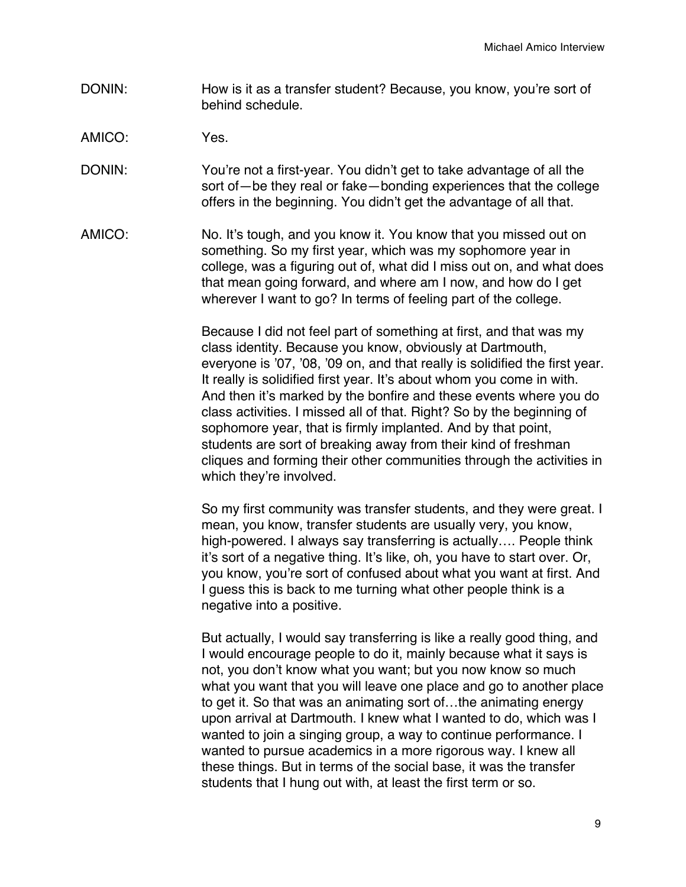DONIN: How is it as a transfer student? Because, you know, you're sort of behind schedule.

AMICO: Yes.

DONIN: You're not a first-year. You didn't get to take advantage of all the sort of—be they real or fake—bonding experiences that the college offers in the beginning. You didn't get the advantage of all that.

AMICO: No. It's tough, and you know it. You know that you missed out on something. So my first year, which was my sophomore year in college, was a figuring out of, what did I miss out on, and what does that mean going forward, and where am I now, and how do I get wherever I want to go? In terms of feeling part of the college.

Because I did not feel part of something at first, and that was my class identity. Because you know, obviously at Dartmouth, everyone is '07, '08, '09 on, and that really is solidified the first year. It really is solidified first year. It's about whom you come in with. And then it's marked by the bonfire and these events where you do class activities. I missed all of that. Right? So by the beginning of sophomore year, that is firmly implanted. And by that point, students are sort of breaking away from their kind of freshman cliques and forming their other communities through the activities in which they're involved.

So my first community was transfer students, and they were great. I mean, you know, transfer students are usually very, you know, high-powered. I always say transferring is actually…. People think it's sort of a negative thing. It's like, oh, you have to start over. Or, you know, you're sort of confused about what you want at first. And I guess this is back to me turning what other people think is a negative into a positive.

But actually, I would say transferring is like a really good thing, and I would encourage people to do it, mainly because what it says is not, you don't know what you want; but you now know so much what you want that you will leave one place and go to another place to get it. So that was an animating sort of…the animating energy upon arrival at Dartmouth. I knew what I wanted to do, which was I wanted to join a singing group, a way to continue performance. I wanted to pursue academics in a more rigorous way. I knew all these things. But in terms of the social base, it was the transfer students that I hung out with, at least the first term or so.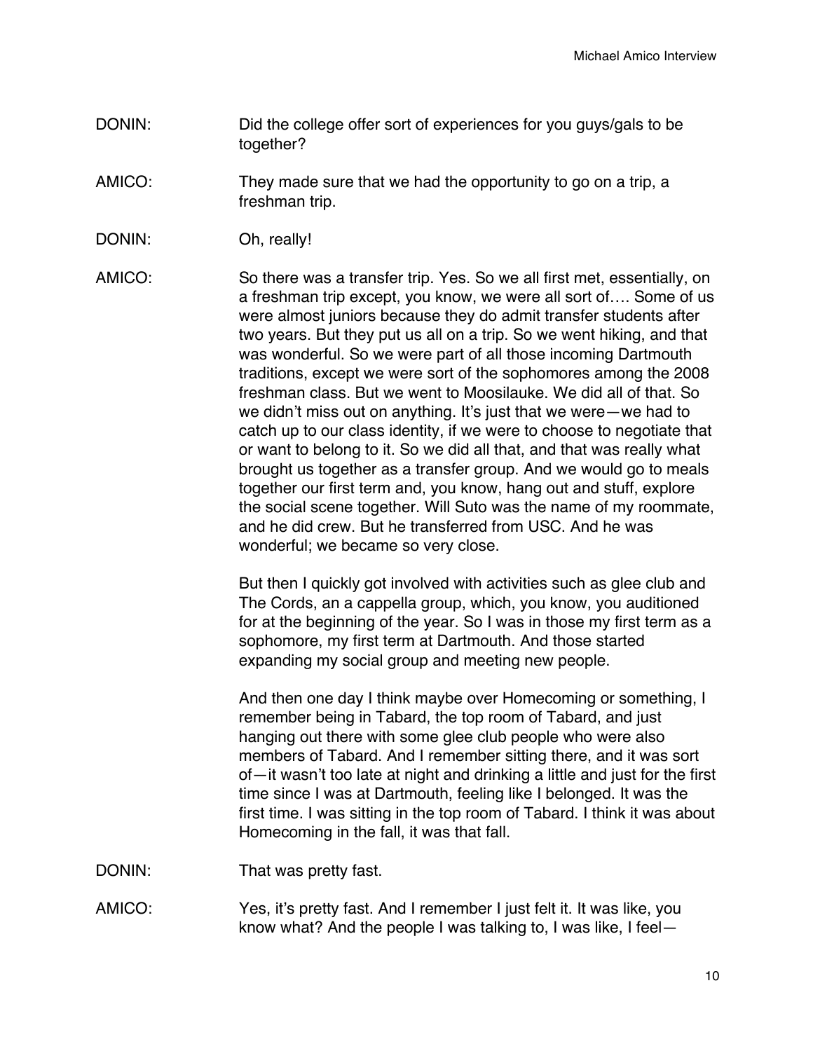DONIN: Did the college offer sort of experiences for you guys/gals to be together?

AMICO: They made sure that we had the opportunity to go on a trip, a freshman trip.

DONIN: Oh, really!

AMICO: So there was a transfer trip. Yes. So we all first met, essentially, on a freshman trip except, you know, we were all sort of…. Some of us were almost juniors because they do admit transfer students after two years. But they put us all on a trip. So we went hiking, and that was wonderful. So we were part of all those incoming Dartmouth traditions, except we were sort of the sophomores among the 2008 freshman class. But we went to Moosilauke. We did all of that. So we didn't miss out on anything. It's just that we were—we had to catch up to our class identity, if we were to choose to negotiate that or want to belong to it. So we did all that, and that was really what brought us together as a transfer group. And we would go to meals together our first term and, you know, hang out and stuff, explore the social scene together. Will Suto was the name of my roommate, and he did crew. But he transferred from USC. And he was wonderful; we became so very close.

But then I quickly got involved with activities such as glee club and The Cords, an a cappella group, which, you know, you auditioned for at the beginning of the year. So I was in those my first term as a sophomore, my first term at Dartmouth. And those started expanding my social group and meeting new people.

And then one day I think maybe over Homecoming or something, I remember being in Tabard, the top room of Tabard, and just hanging out there with some glee club people who were also members of Tabard. And I remember sitting there, and it was sort of—it wasn't too late at night and drinking a little and just for the first time since I was at Dartmouth, feeling like I belonged. It was the first time. I was sitting in the top room of Tabard. I think it was about Homecoming in the fall, it was that fall.

DONIN: That was pretty fast.

AMICO: Yes, it's pretty fast. And I remember I just felt it. It was like, you know what? And the people I was talking to, I was like, I feel—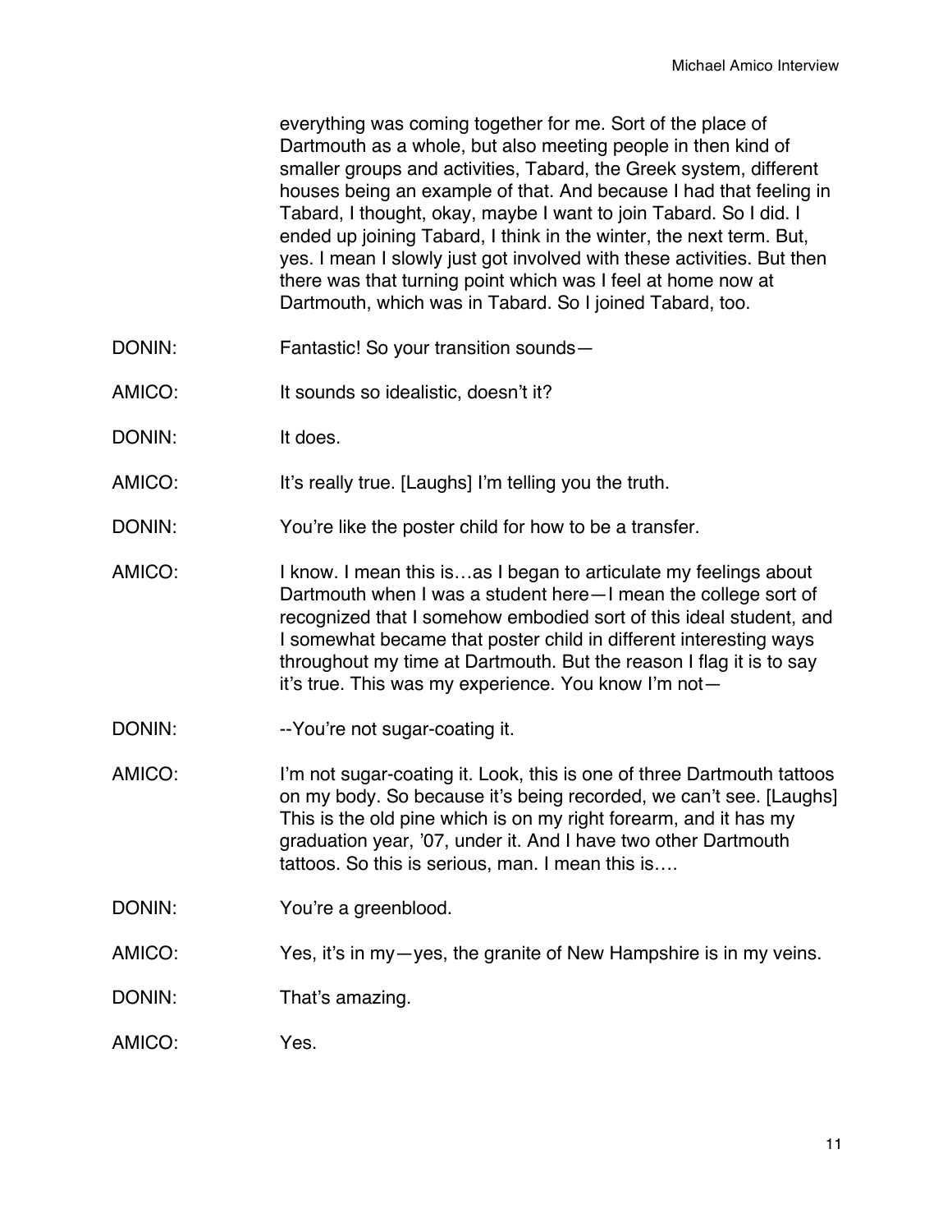everything was coming together for me. Sort of the place of Dartmouth as a whole, but also meeting people in then kind of smaller groups and activities, Tabard, the Greek system, different houses being an example of that. And because I had that feeling in Tabard, I thought, okay, maybe I want to join Tabard. So I did. I ended up joining Tabard, I think in the winter, the next term. But, yes. I mean I slowly just got involved with these activities. But then there was that turning point which was I feel at home now at Dartmouth, which was in Tabard. So I joined Tabard, too.

DONIN: Fantastic! So your transition sounds—

AMICO: It sounds so idealistic, doesn't it?

DONIN: It does.

AMICO: It's really true. [Laughs] I'm telling you the truth.

DONIN: You're like the poster child for how to be a transfer.

AMICO: I know. I mean this is…as I began to articulate my feelings about Dartmouth when I was a student here—I mean the college sort of recognized that I somehow embodied sort of this ideal student, and I somewhat became that poster child in different interesting ways throughout my time at Dartmouth. But the reason I flag it is to say it's true. This was my experience. You know I'm not—

DONIN: --You're not sugar-coating it.

AMICO: I'm not sugar-coating it. Look, this is one of three Dartmouth tattoos on my body. So because it's being recorded, we can't see. [Laughs] This is the old pine which is on my right forearm, and it has my graduation year, '07, under it. And I have two other Dartmouth tattoos. So this is serious, man. I mean this is….

DONIN: You're a greenblood.

AMICO: Yes, it's in my—yes, the granite of New Hampshire is in my veins.

DONIN: That's amazing.

AMICO: Yes.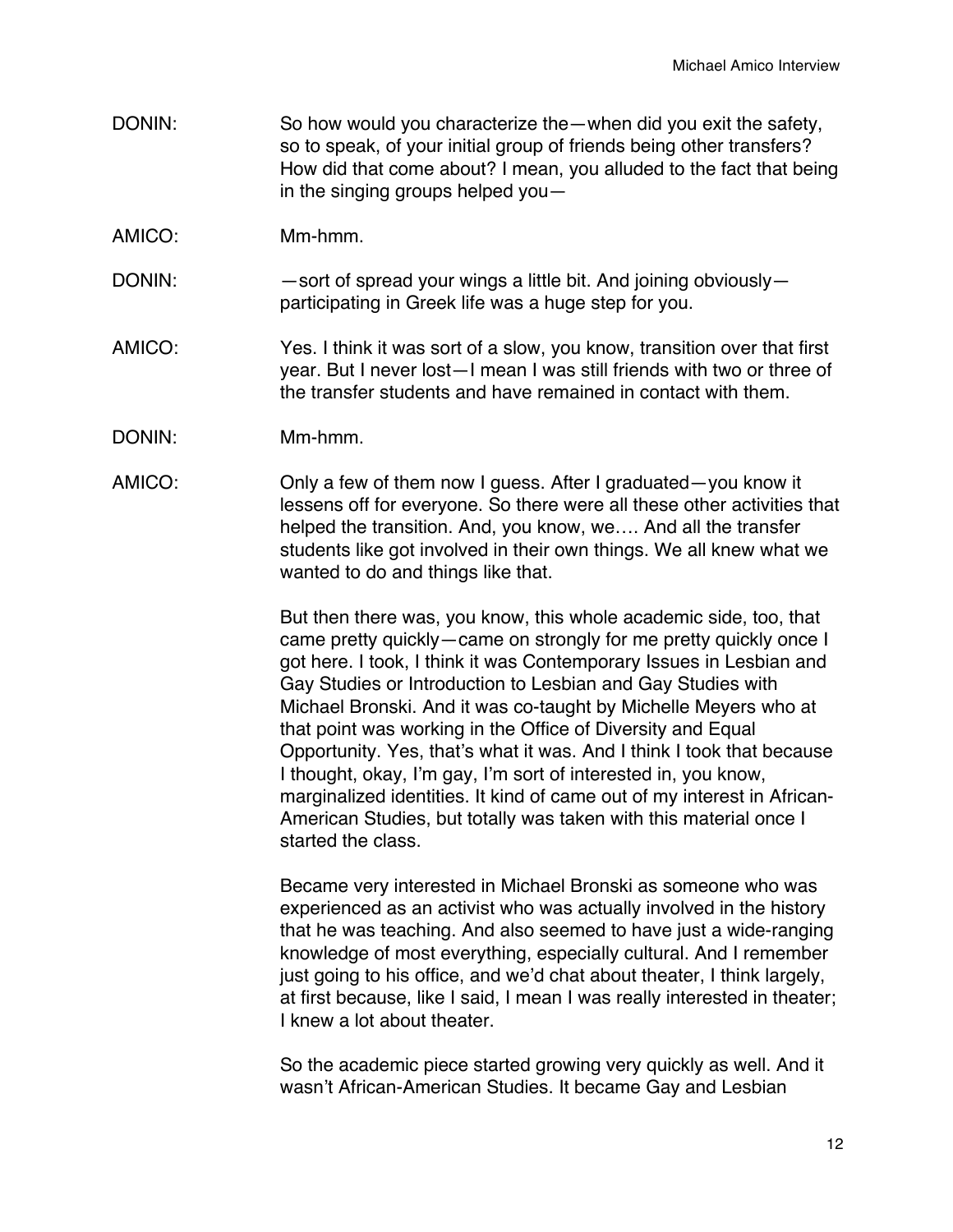DONIN: So how would you characterize the—when did you exit the safety, so to speak, of your initial group of friends being other transfers? How did that come about? I mean, you alluded to the fact that being in the singing groups helped you—

AMICO: Mm-hmm.

DONIN: —sort of spread your wings a little bit. And joining obviously—participating in Greek life was a huge step for you.

AMICO: Yes. I think it was sort of a slow, you know, transition over that first year. But I never lost—I mean I was still friends with two or three of the transfer students and have remained in contact with them.

DONIN: Mm-hmm.

AMICO: Only a few of them now I guess. After I graduated—you know it lessens off for everyone. So there were all these other activities that helped the transition. And, you know, we…. And all the transfer students like got involved in their own things. We all knew what we wanted to do and things like that.

But then there was, you know, this whole academic side, too, that came pretty quickly—came on strongly for me pretty quickly once I got here. I took, I think it was Contemporary Issues in Lesbian and Gay Studies or Introduction to Lesbian and Gay Studies with Michael Bronski. And it was co-taught by Michelle Meyers who at that point was working in the Office of Diversity and Equal Opportunity. Yes, that's what it was. And I think I took that because I thought, okay, I'm gay, I'm sort of interested in, you know, marginalized identities. It kind of came out of my interest in African-American Studies, but totally was taken with this material once I started the class.

Became very interested in Michael Bronski as someone who was experienced as an activist who was actually involved in the history that he was teaching. And also seemed to have just a wide-ranging knowledge of most everything, especially cultural. And I remember just going to his office, and we'd chat about theater, I think largely, at first because, like I said, I mean I was really interested in theater; I knew a lot about theater.

So the academic piece started growing very quickly as well. And it wasn't African-American Studies. It became Gay and Lesbian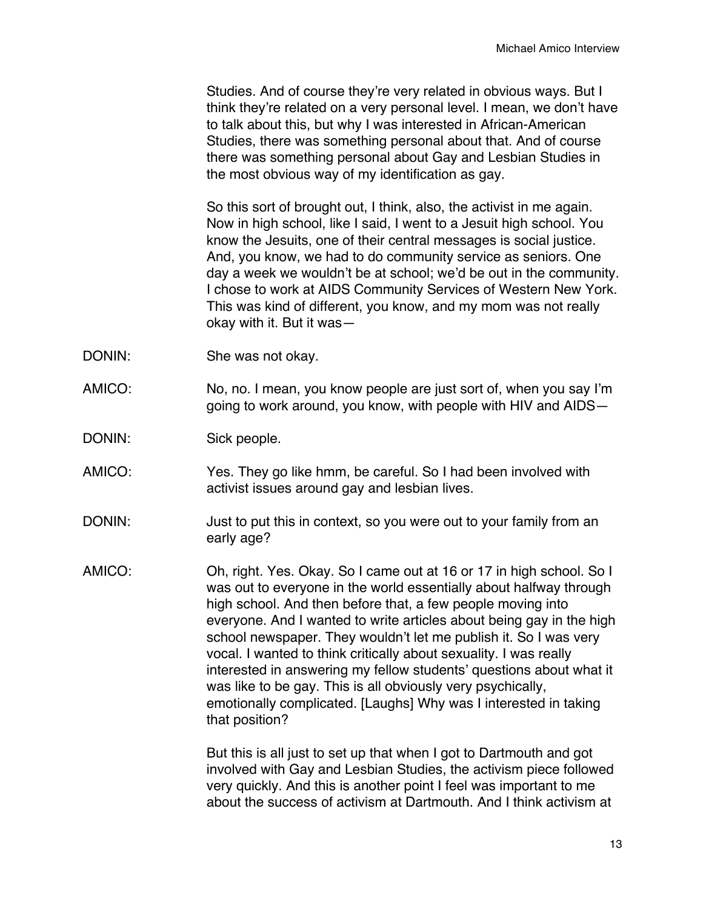Studies. And of course they're very related in obvious ways. But I think they're related on a very personal level. I mean, we don't have to talk about this, but why I was interested in African-American Studies, there was something personal about that. And of course there was something personal about Gay and Lesbian Studies in the most obvious way of my identification as gay.

So this sort of brought out, I think, also, the activist in me again. Now in high school, like I said, I went to a Jesuit high school. You know the Jesuits, one of their central messages is social justice. And, you know, we had to do community service as seniors. One day a week we wouldn't be at school; we'd be out in the community. I chose to work at AIDS Community Services of Western New York. This was kind of different, you know, and my mom was not really okay with it. But it was—

DONIN: She was not okay.

AMICO: No, no. I mean, you know people are just sort of, when you say I'm going to work around, you know, with people with HIV and AIDS—

DONIN: Sick people.

AMICO: Yes. They go like hmm, be careful. So I had been involved with activist issues around gay and lesbian lives.

DONIN: Just to put this in context, so you were out to your family from an early age?

AMICO: Oh, right. Yes. Okay. So I came out at 16 or 17 in high school. So I was out to everyone in the world essentially about halfway through high school. And then before that, a few people moving into everyone. And I wanted to write articles about being gay in the high school newspaper. They wouldn't let me publish it. So I was very vocal. I wanted to think critically about sexuality. I was really interested in answering my fellow students' questions about what it was like to be gay. This is all obviously very psychically, emotionally complicated. [Laughs] Why was I interested in taking that position?

But this is all just to set up that when I got to Dartmouth and got involved with Gay and Lesbian Studies, the activism piece followed very quickly. And this is another point I feel was important to me about the success of activism at Dartmouth. And I think activism at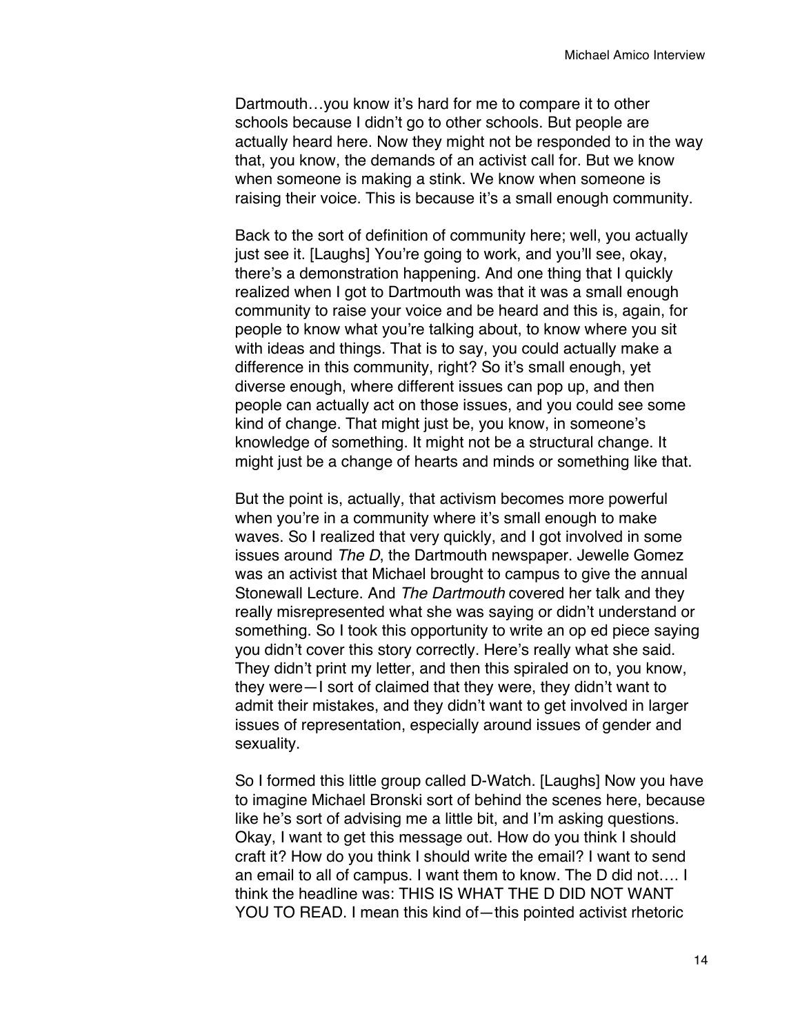Dartmouth…you know it's hard for me to compare it to other schools because I didn't go to other schools. But people are actually heard here. Now they might not be responded to in the way that, you know, the demands of an activist call for. But we know when someone is making a stink. We know when someone is raising their voice. This is because it's a small enough community.

Back to the sort of definition of community here; well, you actually just see it. [Laughs] You're going to work, and you'll see, okay, there's a demonstration happening. And one thing that I quickly realized when I got to Dartmouth was that it was a small enough community to raise your voice and be heard and this is, again, for people to know what you're talking about, to know where you sit with ideas and things. That is to say, you could actually make a difference in this community, right? So it's small enough, yet diverse enough, where different issues can pop up, and then people can actually act on those issues, and you could see some kind of change. That might just be, you know, in someone's knowledge of something. It might not be a structural change. It might just be a change of hearts and minds or something like that.

But the point is, actually, that activism becomes more powerful when you're in a community where it's small enough to make waves. So I realized that very quickly, and I got involved in some issues around *The D*, the Dartmouth newspaper. Jewelle Gomez was an activist that Michael brought to campus to give the annual Stonewall Lecture. And *The Dartmouth* covered her talk and they really misrepresented what she was saying or didn't understand or something. So I took this opportunity to write an op ed piece saying you didn't cover this story correctly. Here's really what she said. They didn't print my letter, and then this spiraled on to, you know, they were—I sort of claimed that they were, they didn't want to admit their mistakes, and they didn't want to get involved in larger issues of representation, especially around issues of gender and sexuality.

So I formed this little group called D-Watch. [Laughs] Now you have to imagine Michael Bronski sort of behind the scenes here, because like he's sort of advising me a little bit, and I'm asking questions. Okay, I want to get this message out. How do you think I should craft it? How do you think I should write the email? I want to send an email to all of campus. I want them to know. The D did not…. I think the headline was: THIS IS WHAT THE D DID NOT WANT YOU TO READ. I mean this kind of—this pointed activist rhetoric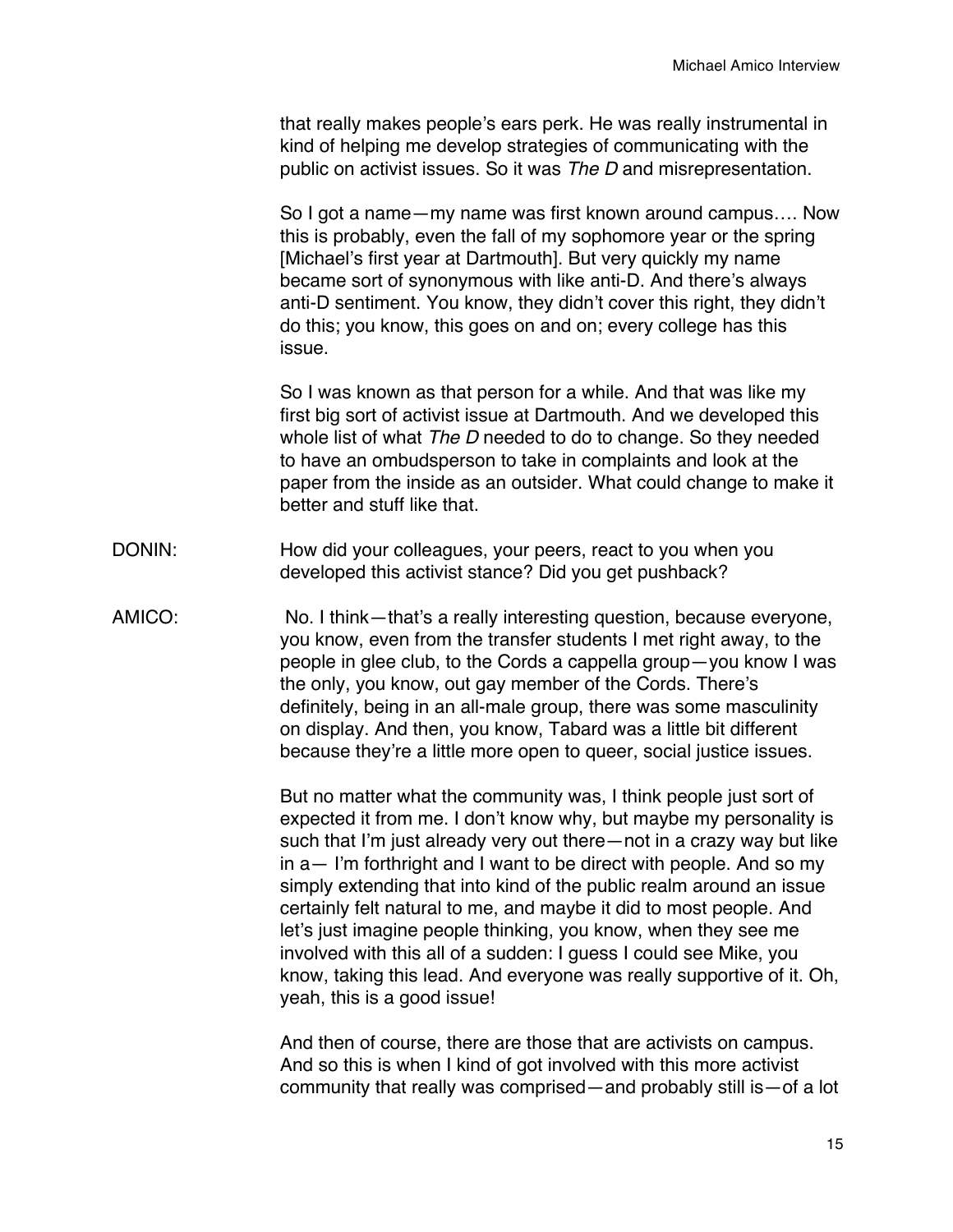that really makes people's ears perk. He was really instrumental in kind of helping me develop strategies of communicating with the public on activist issues. So it was *The D* and misrepresentation.

So I got a name—my name was first known around campus…. Now this is probably, even the fall of my sophomore year or the spring [Michael's first year at Dartmouth]. But very quickly my name became sort of synonymous with like anti-D. And there's always anti-D sentiment. You know, they didn't cover this right, they didn't do this; you know, this goes on and on; every college has this issue.

So I was known as that person for a while. And that was like my first big sort of activist issue at Dartmouth. And we developed this whole list of what *The D* needed to do to change. So they needed to have an ombudsperson to take in complaints and look at the paper from the inside as an outsider. What could change to make it better and stuff like that.

DONIN: How did your colleagues, your peers, react to you when you developed this activist stance? Did you get pushback?

AMICO: No. I think—that's a really interesting question, because everyone, you know, even from the transfer students I met right away, to the people in glee club, to the Cords a cappella group—you know I was the only, you know, out gay member of the Cords. There's definitely, being in an all-male group, there was some masculinity on display. And then, you know, Tabard was a little bit different because they're a little more open to queer, social justice issues.

But no matter what the community was, I think people just sort of expected it from me. I don't know why, but maybe my personality is such that I'm just already very out there—not in a crazy way but like in a— I'm forthright and I want to be direct with people. And so my simply extending that into kind of the public realm around an issue certainly felt natural to me, and maybe it did to most people. And let's just imagine people thinking, you know, when they see me involved with this all of a sudden: I guess I could see Mike, you know, taking this lead. And everyone was really supportive of it. Oh, yeah, this is a good issue!

And then of course, there are those that are activists on campus. And so this is when I kind of got involved with this more activist community that really was comprised—and probably still is—of a lot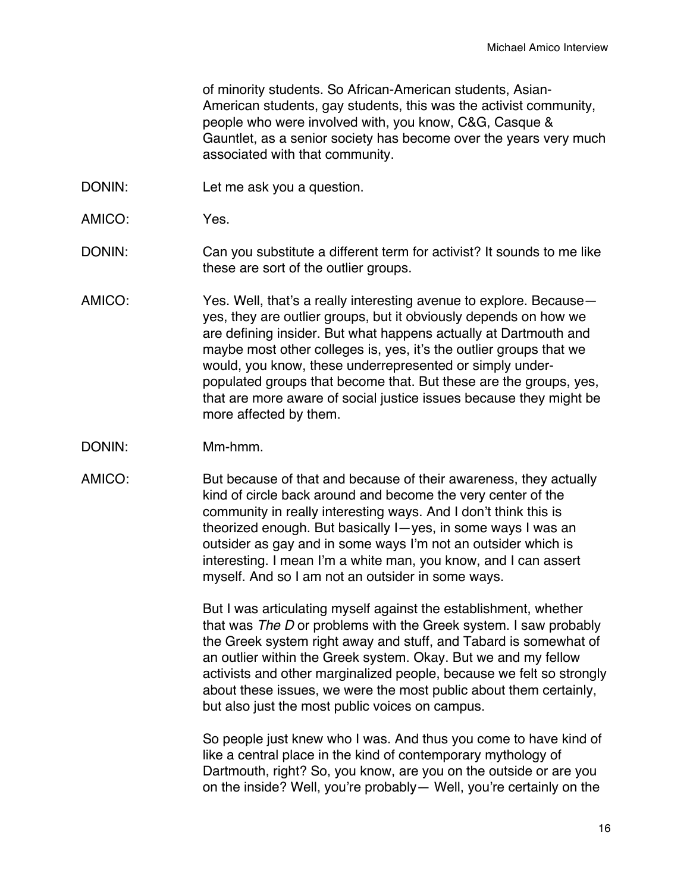of minority students. So African-American students, Asian-American students, gay students, this was the activist community, people who were involved with, you know, C&G, Casque & Gauntlet, as a senior society has become over the years very much associated with that community.

DONIN: Let me ask you a question.

AMICO: Yes.

DONIN: Can you substitute a different term for activist? It sounds to me like these are sort of the outlier groups.

AMICO: Yes. Well, that's a really interesting avenue to explore. Because—yes, they are outlier groups, but it obviously depends on how we are defining insider. But what happens actually at Dartmouth and maybe most other colleges is, yes, it's the outlier groups that we would, you know, these underrepresented or simply under-populated groups that become that. But these are the groups, yes, that are more aware of social justice issues because they might be more affected by them.

DONIN: Mm-hmm.

AMICO: But because of that and because of their awareness, they actually kind of circle back around and become the very center of the community in really interesting ways. And I don't think this is theorized enough. But basically I—yes, in some ways I was an outsider as gay and in some ways I'm not an outsider which is interesting. I mean I'm a white man, you know, and I can assert myself. And so I am not an outsider in some ways.

But I was articulating myself against the establishment, whether that was *The D* or problems with the Greek system. I saw probably the Greek system right away and stuff, and Tabard is somewhat of an outlier within the Greek system. Okay. But we and my fellow activists and other marginalized people, because we felt so strongly about these issues, we were the most public about them certainly, but also just the most public voices on campus.

So people just knew who I was. And thus you come to have kind of like a central place in the kind of contemporary mythology of Dartmouth, right? So, you know, are you on the outside or are you on the inside? Well, you're probably— Well, you're certainly on the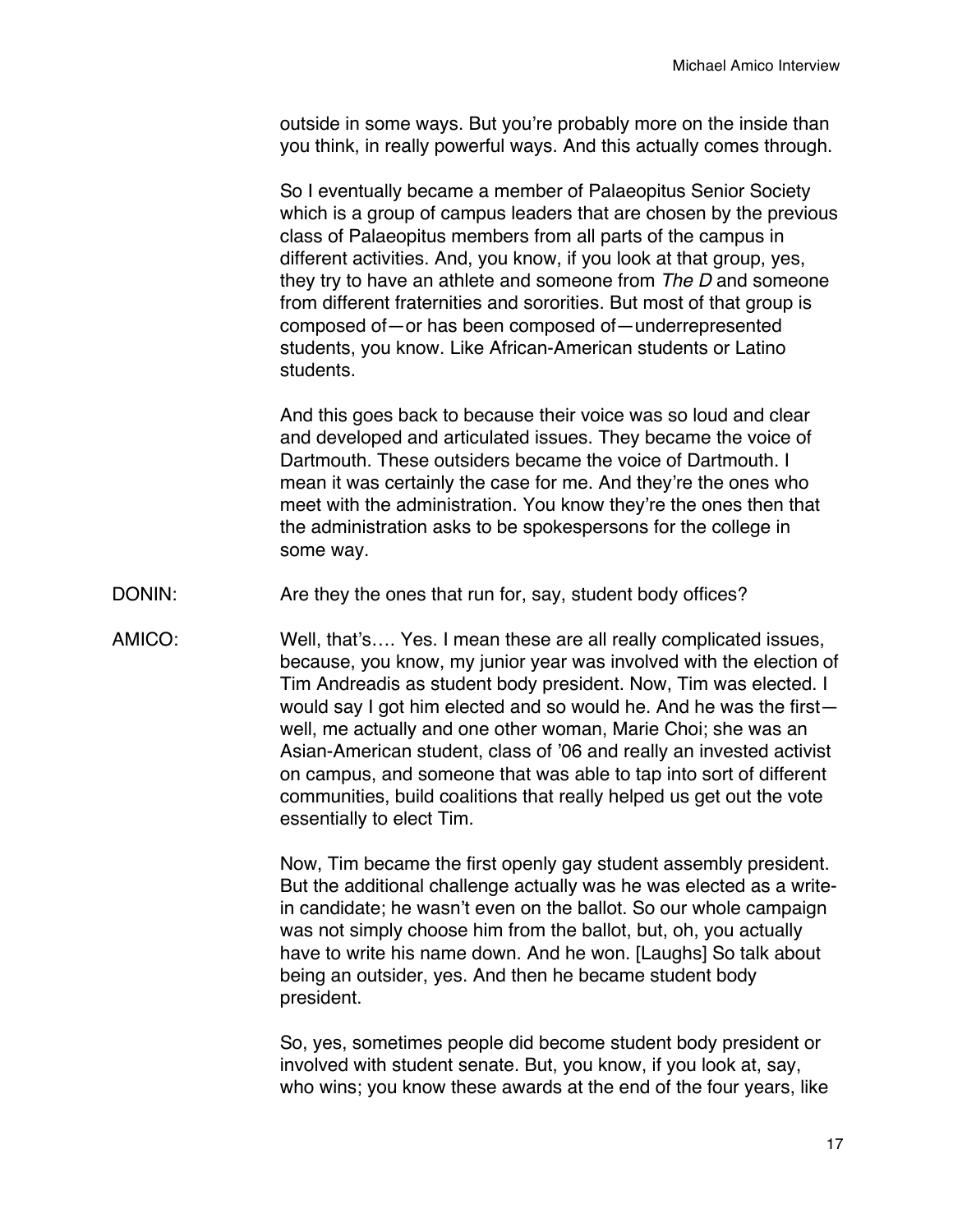outside in some ways. But you're probably more on the inside than you think, in really powerful ways. And this actually comes through.

So I eventually became a member of Palaeopitus Senior Society which is a group of campus leaders that are chosen by the previous class of Palaeopitus members from all parts of the campus in different activities. And, you know, if you look at that group, yes, they try to have an athlete and someone from *The D* and someone from different fraternities and sororities. But most of that group is composed of—or has been composed of—underrepresented students, you know. Like African-American students or Latino students.

And this goes back to because their voice was so loud and clear and developed and articulated issues. They became the voice of Dartmouth. These outsiders became the voice of Dartmouth. I mean it was certainly the case for me. And they're the ones who meet with the administration. You know they're the ones then that the administration asks to be spokespersons for the college in some way.

DONIN: Are they the ones that run for, say, student body offices?

AMICO: Well, that's…. Yes. I mean these are all really complicated issues, because, you know, my junior year was involved with the election of Tim Andreadis as student body president. Now, Tim was elected. I would say I got him elected and so would he. And he was the first—well, me actually and one other woman, Marie Choi; she was an Asian-American student, class of '06 and really an invested activist on campus, and someone that was able to tap into sort of different communities, build coalitions that really helped us get out the vote essentially to elect Tim.

Now, Tim became the first openly gay student assembly president. But the additional challenge actually was he was elected as a write-in candidate; he wasn't even on the ballot. So our whole campaign was not simply choose him from the ballot, but, oh, you actually have to write his name down. And he won. [Laughs] So talk about being an outsider, yes. And then he became student body president.

So, yes, sometimes people did become student body president or involved with student senate. But, you know, if you look at, say, who wins; you know these awards at the end of the four years, like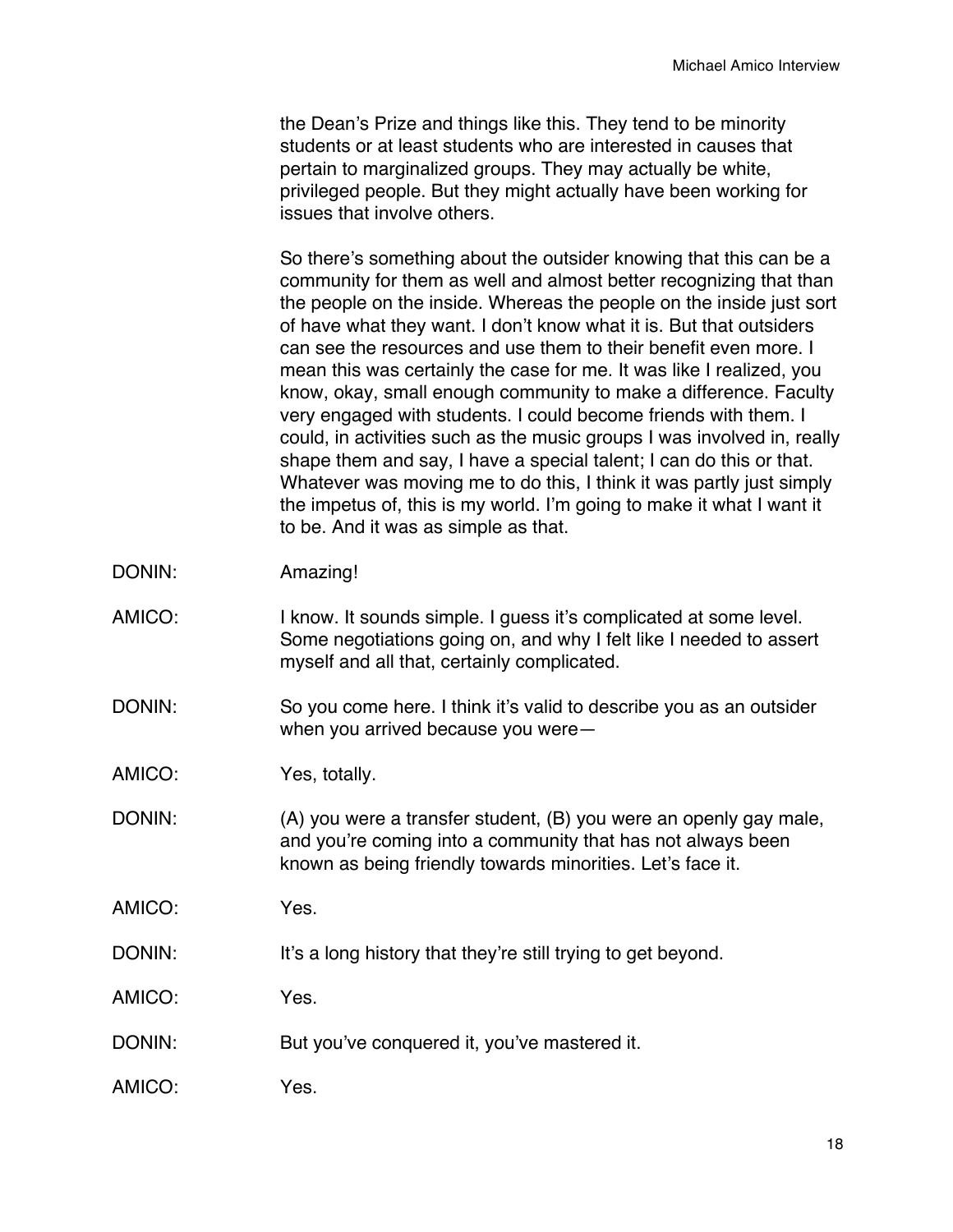the Dean's Prize and things like this. They tend to be minority students or at least students who are interested in causes that pertain to marginalized groups. They may actually be white, privileged people. But they might actually have been working for issues that involve others.

So there's something about the outsider knowing that this can be a community for them as well and almost better recognizing that than the people on the inside. Whereas the people on the inside just sort of have what they want. I don't know what it is. But that outsiders can see the resources and use them to their benefit even more. I mean this was certainly the case for me. It was like I realized, you know, okay, small enough community to make a difference. Faculty very engaged with students. I could become friends with them. I could, in activities such as the music groups I was involved in, really shape them and say, I have a special talent; I can do this or that. Whatever was moving me to do this, I think it was partly just simply the impetus of, this is my world. I'm going to make it what I want it to be. And it was as simple as that.

DONIN: Amazing!

AMICO: I know. It sounds simple. I guess it's complicated at some level. Some negotiations going on, and why I felt like I needed to assert myself and all that, certainly complicated.

DONIN: So you come here. I think it's valid to describe you as an outsider when you arrived because you were—

AMICO: Yes, totally.

DONIN: (A) you were a transfer student, (B) you were an openly gay male, and you're coming into a community that has not always been known as being friendly towards minorities. Let's face it.

AMICO: Yes.

DONIN: It's a long history that they're still trying to get beyond.

AMICO: Yes.

DONIN: But you've conquered it, you've mastered it.

AMICO: Yes.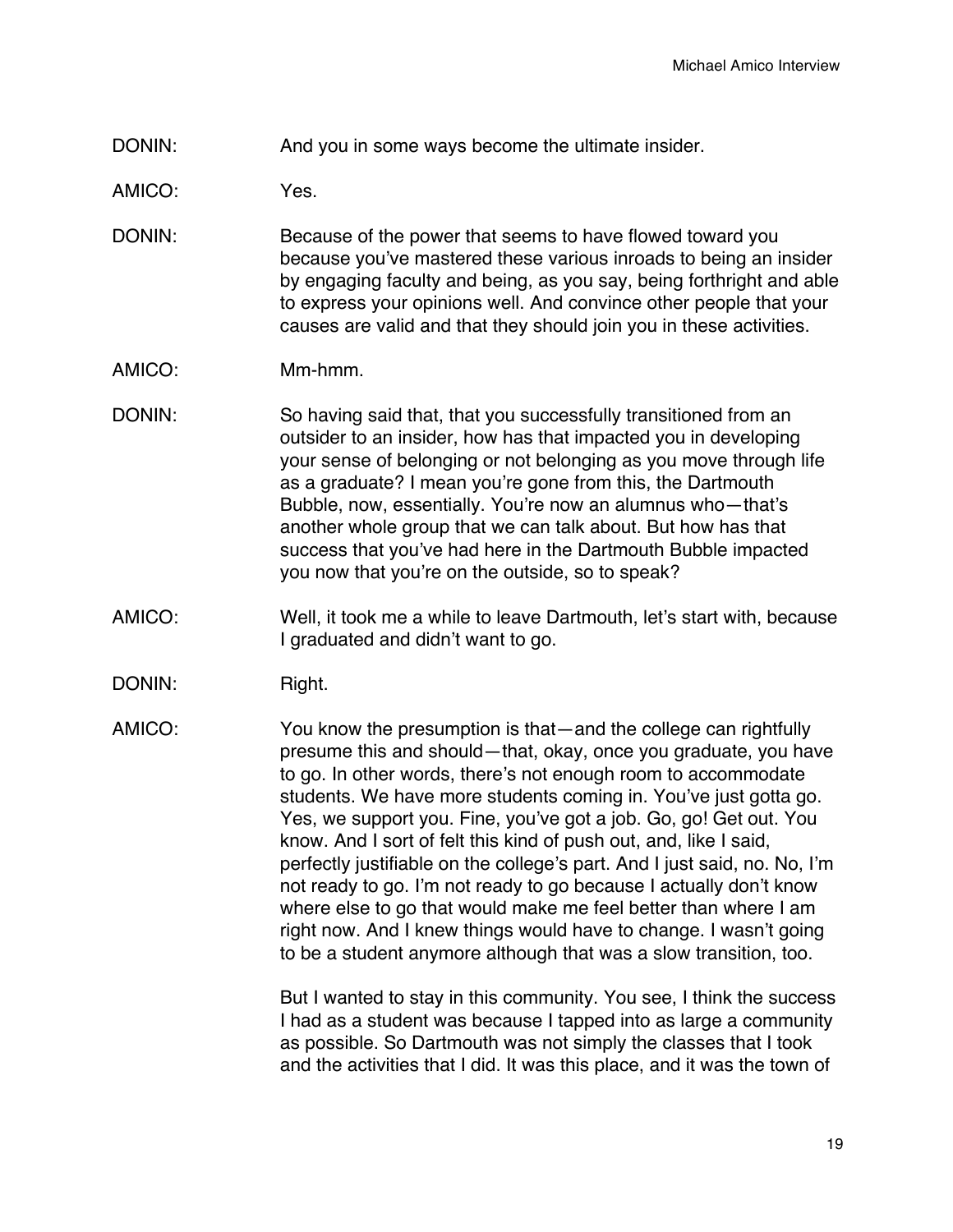DONIN: And you in some ways become the ultimate insider.

AMICO: Yes.

DONIN: Because of the power that seems to have flowed toward you because you've mastered these various inroads to being an insider by engaging faculty and being, as you say, being forthright and able to express your opinions well. And convince other people that your causes are valid and that they should join you in these activities.

AMICO: Mm-hmm.

DONIN: So having said that, that you successfully transitioned from an outsider to an insider, how has that impacted you in developing your sense of belonging or not belonging as you move through life as a graduate? I mean you're gone from this, the Dartmouth Bubble, now, essentially. You're now an alumnus who—that's another whole group that we can talk about. But how has that success that you've had here in the Dartmouth Bubble impacted you now that you're on the outside, so to speak?

AMICO: Well, it took me a while to leave Dartmouth, let's start with, because I graduated and didn't want to go.

DONIN: Right.

AMICO: You know the presumption is that—and the college can rightfully presume this and should—that, okay, once you graduate, you have to go. In other words, there's not enough room to accommodate students. We have more students coming in. You've just gotta go. Yes, we support you. Fine, you've got a job. Go, go! Get out. You know. And I sort of felt this kind of push out, and, like I said, perfectly justifiable on the college's part. And I just said, no. No, I'm not ready to go. I'm not ready to go because I actually don't know where else to go that would make me feel better than where I am right now. And I knew things would have to change. I wasn't going to be a student anymore although that was a slow transition, too.

But I wanted to stay in this community. You see, I think the success I had as a student was because I tapped into as large a community as possible. So Dartmouth was not simply the classes that I took and the activities that I did. It was this place, and it was the town of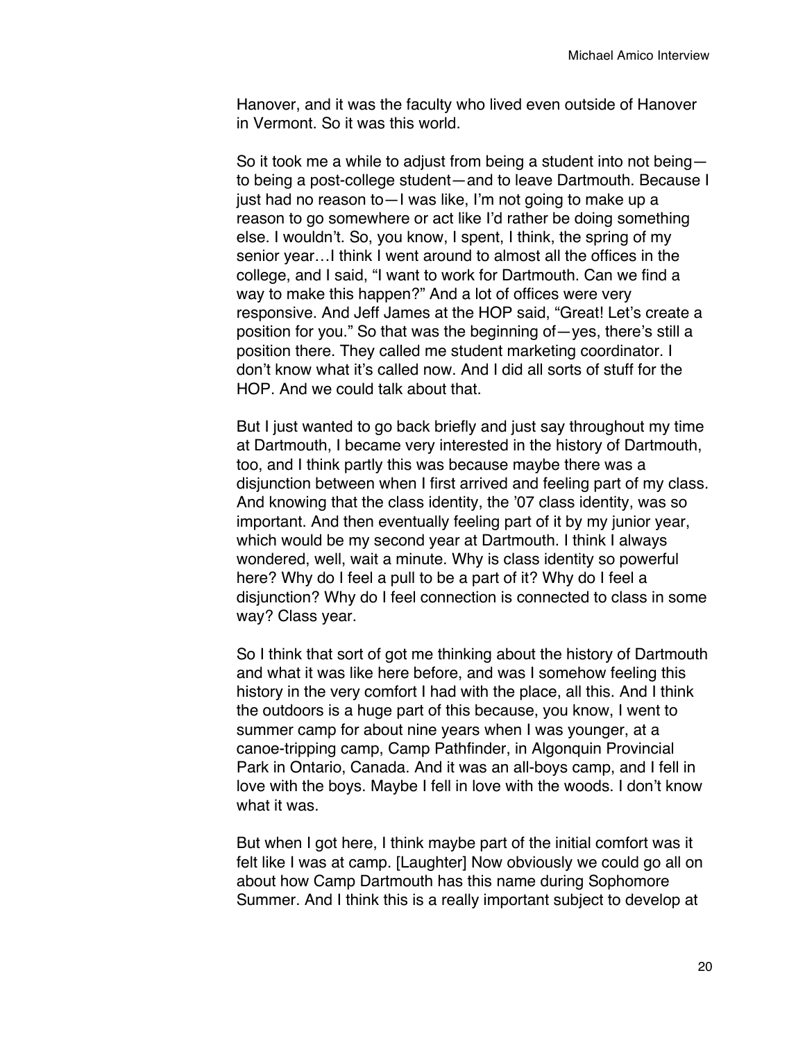Hanover, and it was the faculty who lived even outside of Hanover in Vermont. So it was this world.

So it took me a while to adjust from being a student into not being—to being a post-college student—and to leave Dartmouth. Because I just had no reason to—I was like, I'm not going to make up a reason to go somewhere or act like I'd rather be doing something else. I wouldn't. So, you know, I spent, I think, the spring of my senior year…I think I went around to almost all the offices in the college, and I said, "I want to work for Dartmouth. Can we find a way to make this happen?" And a lot of offices were very responsive. And Jeff James at the HOP said, "Great! Let's create a position for you." So that was the beginning of—yes, there's still a position there. They called me student marketing coordinator. I don't know what it's called now. And I did all sorts of stuff for the HOP. And we could talk about that.

But I just wanted to go back briefly and just say throughout my time at Dartmouth, I became very interested in the history of Dartmouth, too, and I think partly this was because maybe there was a disjunction between when I first arrived and feeling part of my class. And knowing that the class identity, the '07 class identity, was so important. And then eventually feeling part of it by my junior year, which would be my second year at Dartmouth. I think I always wondered, well, wait a minute. Why is class identity so powerful here? Why do I feel a pull to be a part of it? Why do I feel a disjunction? Why do I feel connection is connected to class in some way? Class year.

So I think that sort of got me thinking about the history of Dartmouth and what it was like here before, and was I somehow feeling this history in the very comfort I had with the place, all this. And I think the outdoors is a huge part of this because, you know, I went to summer camp for about nine years when I was younger, at a canoe-tripping camp, Camp Pathfinder, in Algonquin Provincial Park in Ontario, Canada. And it was an all-boys camp, and I fell in love with the boys. Maybe I fell in love with the woods. I don't know what it was.

But when I got here, I think maybe part of the initial comfort was it felt like I was at camp. [Laughter] Now obviously we could go all on about how Camp Dartmouth has this name during Sophomore Summer. And I think this is a really important subject to develop at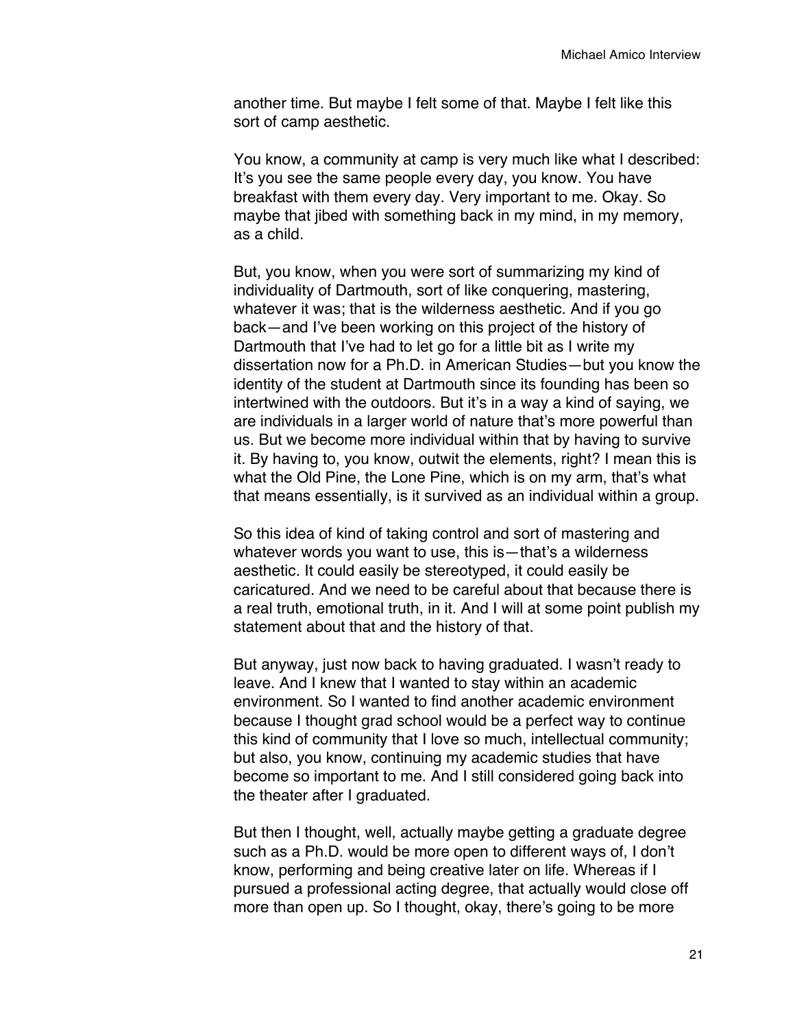another time. But maybe I felt some of that. Maybe I felt like this sort of camp aesthetic.

You know, a community at camp is very much like what I described: It's you see the same people every day, you know. You have breakfast with them every day. Very important to me. Okay. So maybe that jibed with something back in my mind, in my memory, as a child.

But, you know, when you were sort of summarizing my kind of individuality of Dartmouth, sort of like conquering, mastering, whatever it was; that is the wilderness aesthetic. And if you go back—and I've been working on this project of the history of Dartmouth that I've had to let go for a little bit as I write my dissertation now for a Ph.D. in American Studies—but you know the identity of the student at Dartmouth since its founding has been so intertwined with the outdoors. But it's in a way a kind of saying, we are individuals in a larger world of nature that's more powerful than us. But we become more individual within that by having to survive it. By having to, you know, outwit the elements, right? I mean this is what the Old Pine, the Lone Pine, which is on my arm, that's what that means essentially, is it survived as an individual within a group.

So this idea of kind of taking control and sort of mastering and whatever words you want to use, this is—that's a wilderness aesthetic. It could easily be stereotyped, it could easily be caricatured. And we need to be careful about that because there is a real truth, emotional truth, in it. And I will at some point publish my statement about that and the history of that.

But anyway, just now back to having graduated. I wasn't ready to leave. And I knew that I wanted to stay within an academic environment. So I wanted to find another academic environment because I thought grad school would be a perfect way to continue this kind of community that I love so much, intellectual community; but also, you know, continuing my academic studies that have become so important to me. And I still considered going back into the theater after I graduated.

But then I thought, well, actually maybe getting a graduate degree such as a Ph.D. would be more open to different ways of, I don't know, performing and being creative later on life. Whereas if I pursued a professional acting degree, that actually would close off more than open up. So I thought, okay, there's going to be more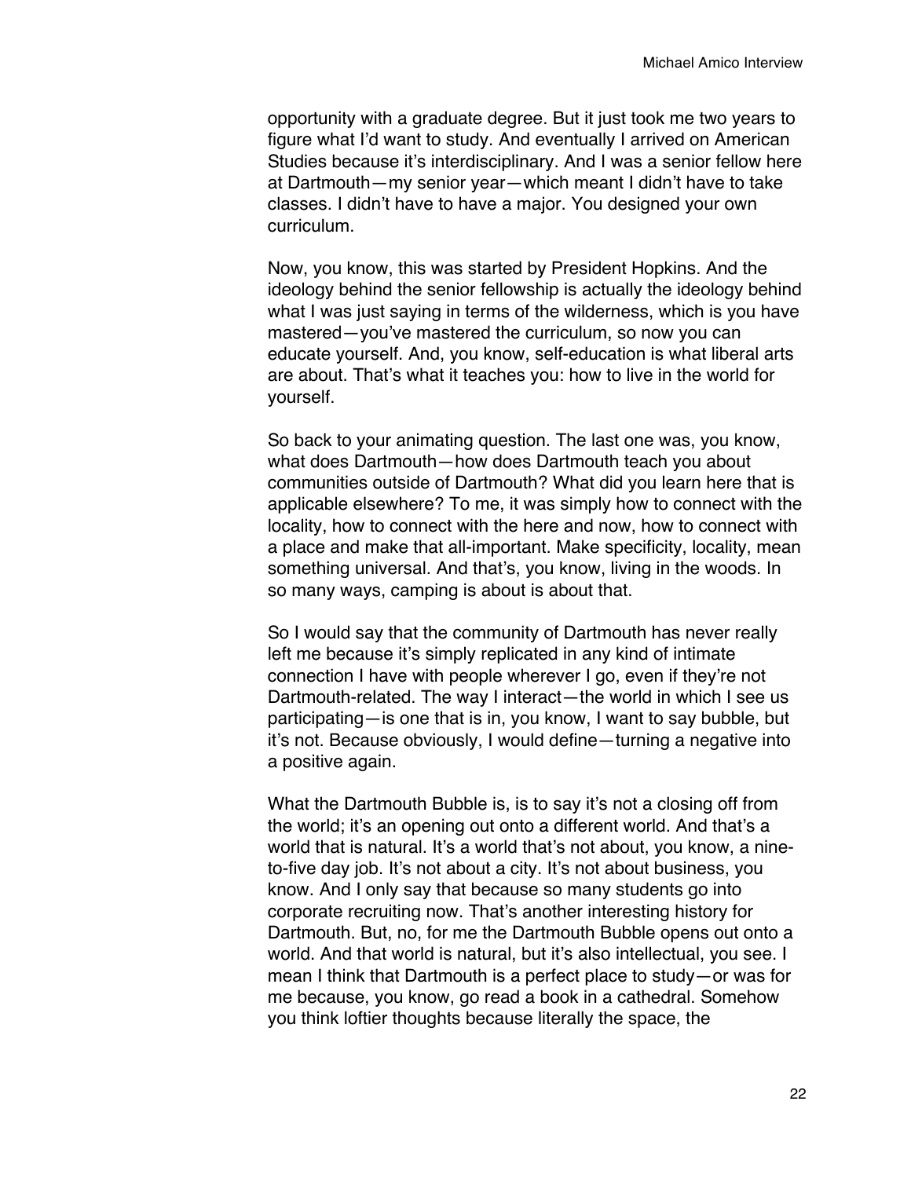opportunity with a graduate degree. But it just took me two years to figure what I'd want to study. And eventually I arrived on American Studies because it's interdisciplinary. And I was a senior fellow here at Dartmouth—my senior year—which meant I didn't have to take classes. I didn't have to have a major. You designed your own curriculum.

Now, you know, this was started by President Hopkins. And the ideology behind the senior fellowship is actually the ideology behind what I was just saying in terms of the wilderness, which is you have mastered—you've mastered the curriculum, so now you can educate yourself. And, you know, self-education is what liberal arts are about. That's what it teaches you: how to live in the world for yourself.

So back to your animating question. The last one was, you know, what does Dartmouth—how does Dartmouth teach you about communities outside of Dartmouth? What did you learn here that is applicable elsewhere? To me, it was simply how to connect with the locality, how to connect with the here and now, how to connect with a place and make that all-important. Make specificity, locality, mean something universal. And that's, you know, living in the woods. In so many ways, camping is about is about that.

So I would say that the community of Dartmouth has never really left me because it's simply replicated in any kind of intimate connection I have with people wherever I go, even if they're not Dartmouth-related. The way I interact—the world in which I see us participating—is one that is in, you know, I want to say bubble, but it's not. Because obviously, I would define—turning a negative into a positive again.

What the Dartmouth Bubble is, is to say it's not a closing off from the world; it's an opening out onto a different world. And that's a world that is natural. It's a world that's not about, you know, a nine-to-five day job. It's not about a city. It's not about business, you know. And I only say that because so many students go into corporate recruiting now. That's another interesting history for Dartmouth. But, no, for me the Dartmouth Bubble opens out onto a world. And that world is natural, but it's also intellectual, you see. I mean I think that Dartmouth is a perfect place to study—or was for me because, you know, go read a book in a cathedral. Somehow you think loftier thoughts because literally the space, the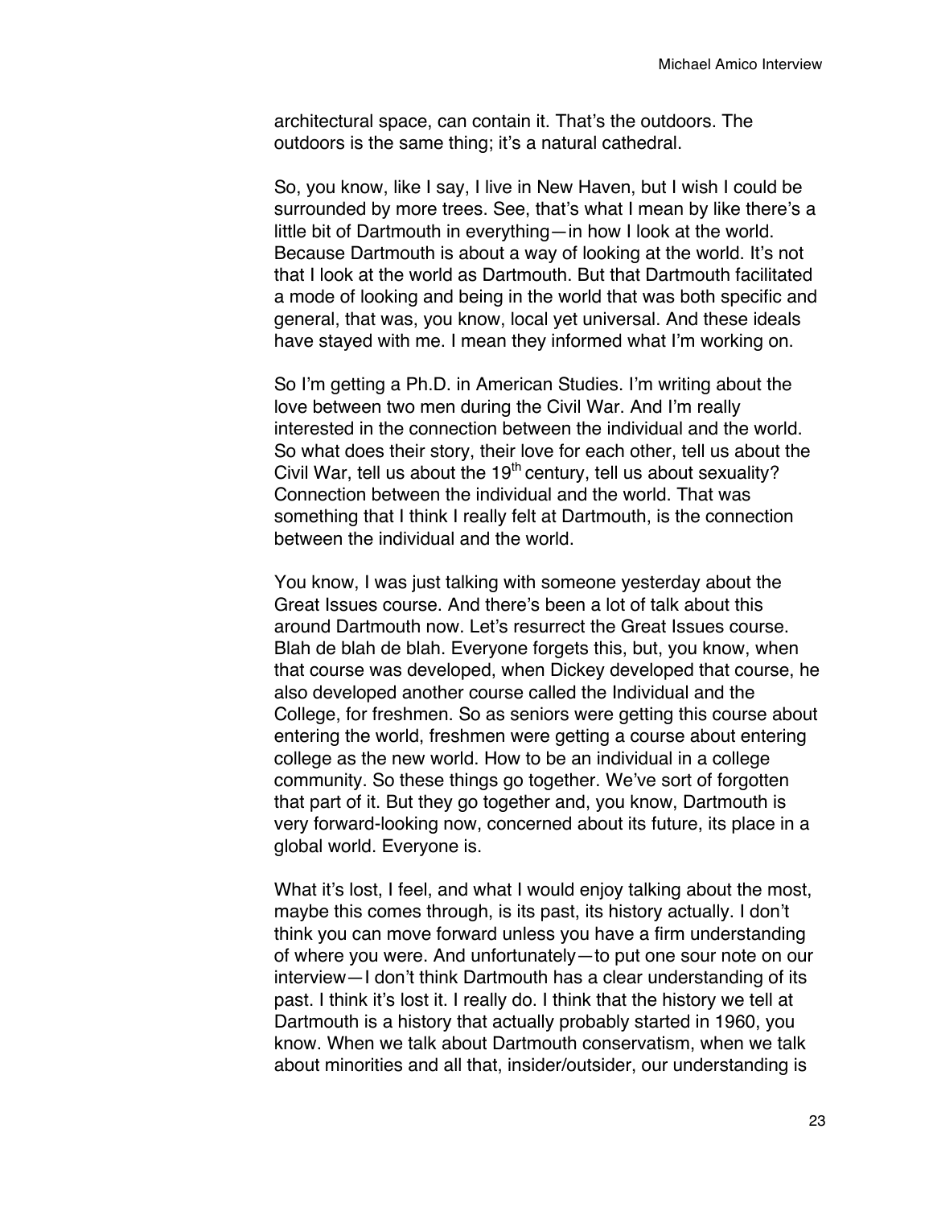architectural space, can contain it. That's the outdoors. The outdoors is the same thing; it's a natural cathedral.

So, you know, like I say, I live in New Haven, but I wish I could be surrounded by more trees. See, that's what I mean by like there's a little bit of Dartmouth in everything—in how I look at the world. Because Dartmouth is about a way of looking at the world. It's not that I look at the world as Dartmouth. But that Dartmouth facilitated a mode of looking and being in the world that was both specific and general, that was, you know, local yet universal. And these ideals have stayed with me. I mean they informed what I'm working on.

So I'm getting a Ph.D. in American Studies. I'm writing about the love between two men during the Civil War. And I'm really interested in the connection between the individual and the world. So what does their story, their love for each other, tell us about the Civil War, tell us about the 19th century, tell us about sexuality? Connection between the individual and the world. That was something that I think I really felt at Dartmouth, is the connection between the individual and the world.

You know, I was just talking with someone yesterday about the Great Issues course. And there's been a lot of talk about this around Dartmouth now. Let's resurrect the Great Issues course. Blah de blah de blah. Everyone forgets this, but, you know, when that course was developed, when Dickey developed that course, he also developed another course called the Individual and the College, for freshmen. So as seniors were getting this course about entering the world, freshmen were getting a course about entering college as the new world. How to be an individual in a college community. So these things go together. We've sort of forgotten that part of it. But they go together and, you know, Dartmouth is very forward-looking now, concerned about its future, its place in a global world. Everyone is.

What it's lost, I feel, and what I would enjoy talking about the most, maybe this comes through, is its past, its history actually. I don't think you can move forward unless you have a firm understanding of where you were. And unfortunately—to put one sour note on our interview—I don't think Dartmouth has a clear understanding of its past. I think it's lost it. I really do. I think that the history we tell at Dartmouth is a history that actually probably started in 1960, you know. When we talk about Dartmouth conservatism, when we talk about minorities and all that, insider/outsider, our understanding is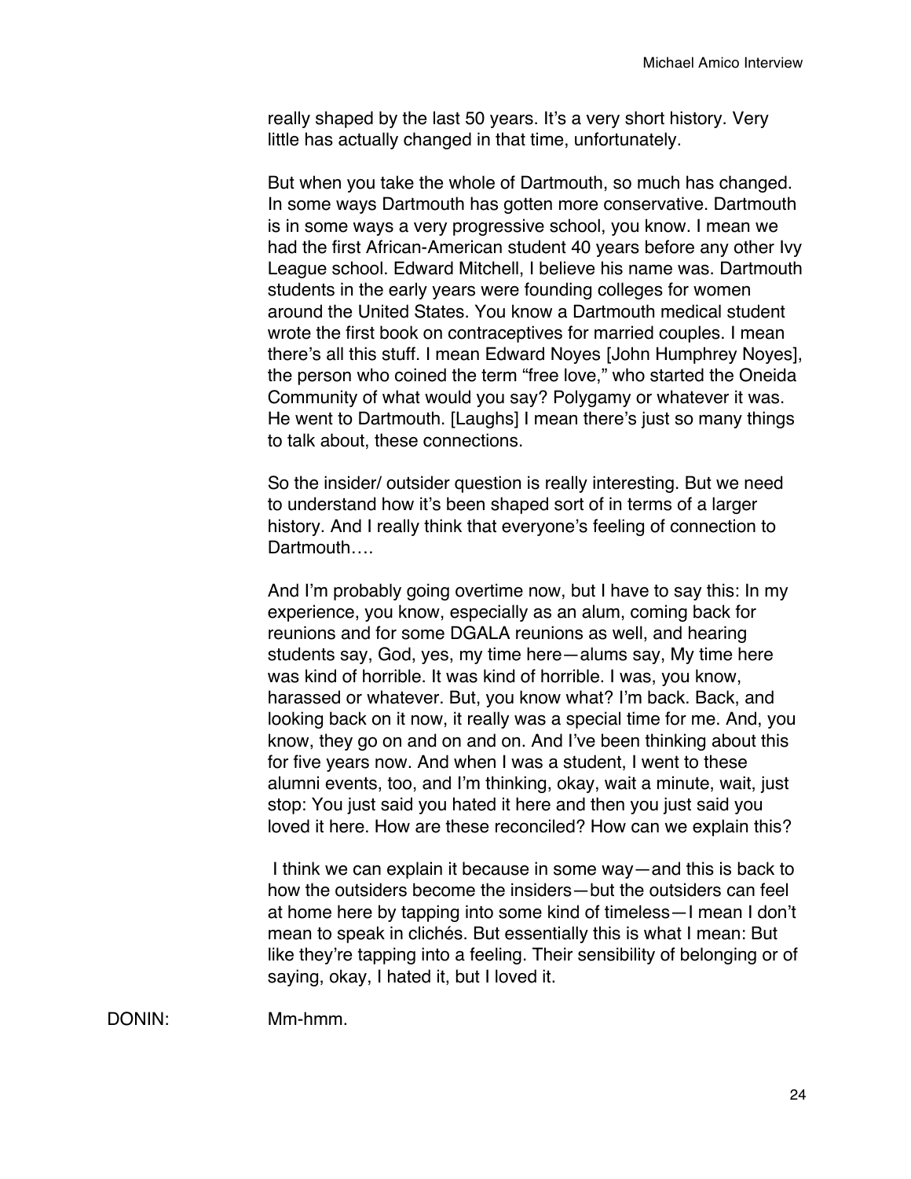really shaped by the last 50 years. It's a very short history. Very little has actually changed in that time, unfortunately.

But when you take the whole of Dartmouth, so much has changed. In some ways Dartmouth has gotten more conservative. Dartmouth is in some ways a very progressive school, you know. I mean we had the first African-American student 40 years before any other Ivy League school. Edward Mitchell, I believe his name was. Dartmouth students in the early years were founding colleges for women around the United States. You know a Dartmouth medical student wrote the first book on contraceptives for married couples. I mean there's all this stuff. I mean Edward Noyes [John Humphrey Noyes], the person who coined the term "free love," who started the Oneida Community of what would you say? Polygamy or whatever it was. He went to Dartmouth. [Laughs] I mean there's just so many things to talk about, these connections.

So the insider/ outsider question is really interesting. But we need to understand how it's been shaped sort of in terms of a larger history. And I really think that everyone's feeling of connection to Dartmouth….

And I'm probably going overtime now, but I have to say this: In my experience, you know, especially as an alum, coming back for reunions and for some DGALA reunions as well, and hearing students say, God, yes, my time here—alums say, My time here was kind of horrible. It was kind of horrible. I was, you know, harassed or whatever. But, you know what? I'm back. Back, and looking back on it now, it really was a special time for me. And, you know, they go on and on and on. And I've been thinking about this for five years now. And when I was a student, I went to these alumni events, too, and I'm thinking, okay, wait a minute, wait, just stop: You just said you hated it here and then you just said you loved it here. How are these reconciled? How can we explain this?

I think we can explain it because in some way—and this is back to how the outsiders become the insiders—but the outsiders can feel at home here by tapping into some kind of timeless—I mean I don't mean to speak in clichés. But essentially this is what I mean: But like they're tapping into a feeling. Their sensibility of belonging or of saying, okay, I hated it, but I loved it.

DONIN: Mm-hmm.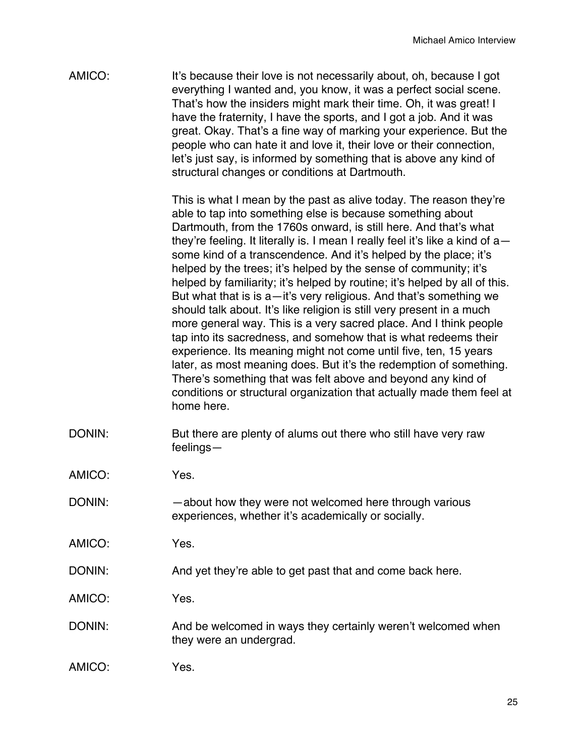AMICO: It's because their love is not necessarily about, oh, because I got everything I wanted and, you know, it was a perfect social scene. That's how the insiders might mark their time. Oh, it was great! I have the fraternity, I have the sports, and I got a job. And it was great. Okay. That's a fine way of marking your experience. But the people who can hate it and love it, their love or their connection, let's just say, is informed by something that is above any kind of structural changes or conditions at Dartmouth.

This is what I mean by the past as alive today. The reason they're able to tap into something else is because something about Dartmouth, from the 1760s onward, is still here. And that's what they're feeling. It literally is. I mean I really feel it's like a kind of a—some kind of a transcendence. And it's helped by the place; it's helped by the trees; it's helped by the sense of community; it's helped by familiarity; it's helped by routine; it's helped by all of this. But what that is is a—it's very religious. And that's something we should talk about. It's like religion is still very present in a much more general way. This is a very sacred place. And I think people tap into its sacredness, and somehow that is what redeems their experience. Its meaning might not come until five, ten, 15 years later, as most meaning does. But it's the redemption of something. There's something that was felt above and beyond any kind of conditions or structural organization that actually made them feel at home here.

DONIN: But there are plenty of alums out there who still have very raw feelings—

AMICO: Yes.

DONIN: —about how they were not welcomed here through various experiences, whether it's academically or socially.

AMICO: Yes.

DONIN: And yet they're able to get past that and come back here.

AMICO: Yes.

DONIN: And be welcomed in ways they certainly weren't welcomed when they were an undergrad.

AMICO: Yes.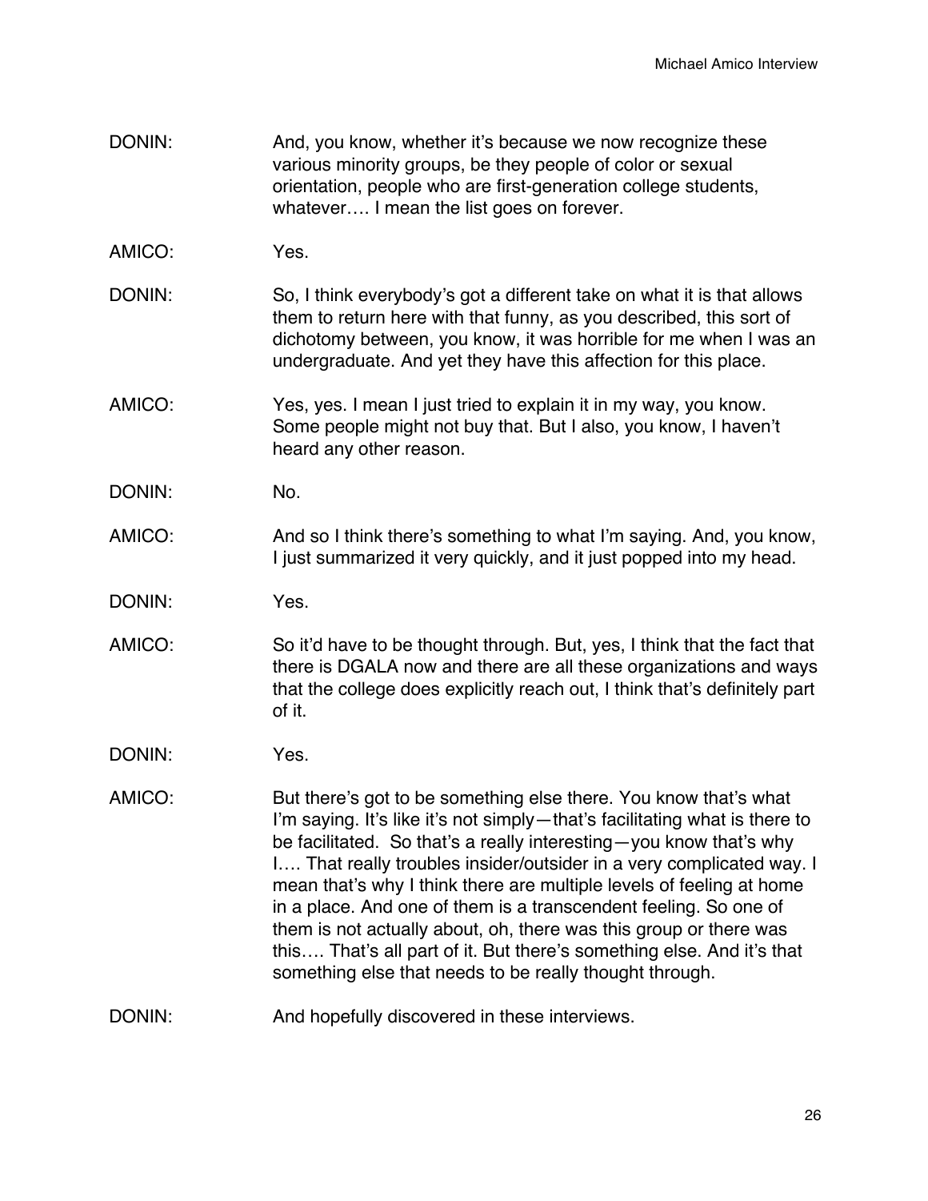DONIN: And, you know, whether it's because we now recognize these various minority groups, be they people of color or sexual orientation, people who are first-generation college students, whatever…. I mean the list goes on forever.

AMICO: Yes.

DONIN: So, I think everybody's got a different take on what it is that allows them to return here with that funny, as you described, this sort of dichotomy between, you know, it was horrible for me when I was an undergraduate. And yet they have this affection for this place.

AMICO: Yes, yes. I mean I just tried to explain it in my way, you know. Some people might not buy that. But I also, you know, I haven't heard any other reason.

DONIN: No.

AMICO: And so I think there's something to what I'm saying. And, you know, I just summarized it very quickly, and it just popped into my head.

DONIN: Yes.

AMICO: So it'd have to be thought through. But, yes, I think that the fact that there is DGALA now and there are all these organizations and ways that the college does explicitly reach out, I think that's definitely part of it.

DONIN: Yes.

AMICO: But there's got to be something else there. You know that's what I'm saying. It's like it's not simply—that's facilitating what is there to be facilitated. So that's a really interesting—you know that's why I…. That really troubles insider/outsider in a very complicated way. I mean that's why I think there are multiple levels of feeling at home in a place. And one of them is a transcendent feeling. So one of them is not actually about, oh, there was this group or there was this…. That's all part of it. But there's something else. And it's that something else that needs to be really thought through.

DONIN: And hopefully discovered in these interviews.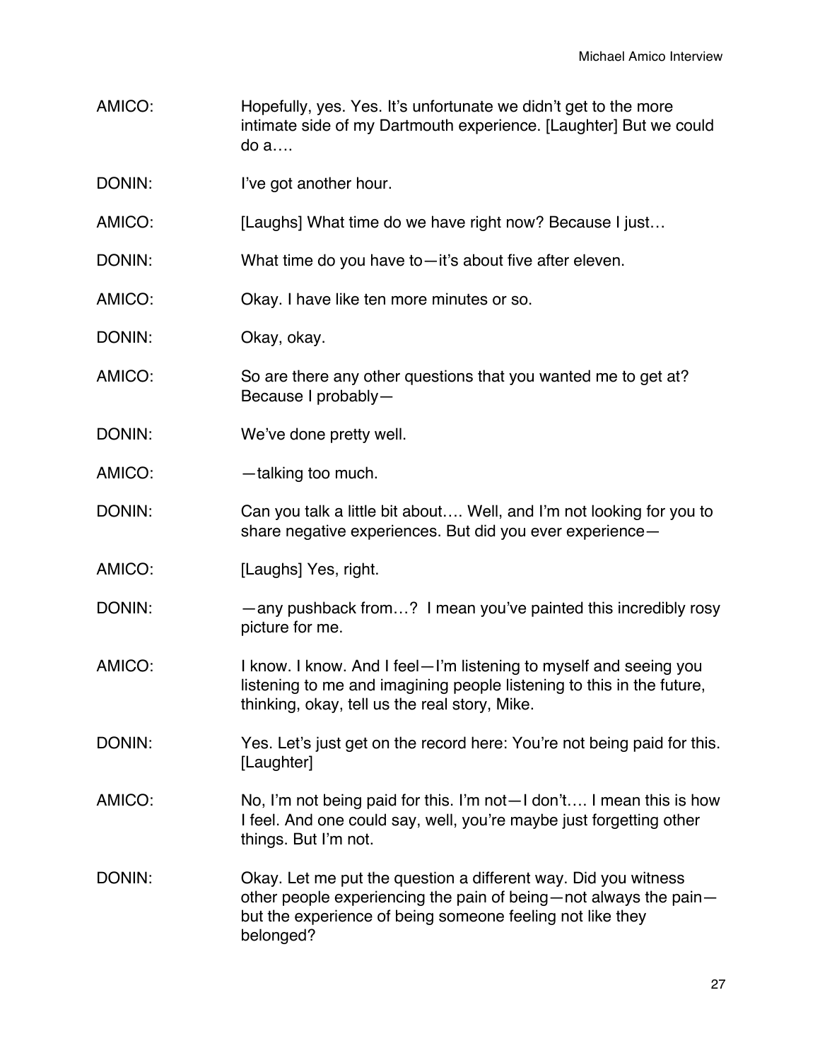AMICO: Hopefully, yes. Yes. It's unfortunate we didn't get to the more intimate side of my Dartmouth experience. [Laughter] But we could do a….

DONIN: I've got another hour.

AMICO: [Laughs] What time do we have right now? Because I just…

DONIN: What time do you have to—it's about five after eleven.

AMICO: Okay. I have like ten more minutes or so.

DONIN: Okay, okay.

AMICO: So are there any other questions that you wanted me to get at? Because I probably—

DONIN: We've done pretty well.

AMICO: —talking too much.

DONIN: Can you talk a little bit about…. Well, and I'm not looking for you to share negative experiences. But did you ever experience—

AMICO: [Laughs] Yes, right.

DONIN: —any pushback from…? I mean you've painted this incredibly rosy picture for me.

AMICO: I know. I know. And I feel—I'm listening to myself and seeing you listening to me and imagining people listening to this in the future, thinking, okay, tell us the real story, Mike.

DONIN: Yes. Let's just get on the record here: You're not being paid for this. [Laughter]

AMICO: No, I'm not being paid for this. I'm not—I don't…. I mean this is how I feel. And one could say, well, you're maybe just forgetting other things. But I'm not.

DONIN: Okay. Let me put the question a different way. Did you witness other people experiencing the pain of being—not always the pain—but the experience of being someone feeling not like they belonged?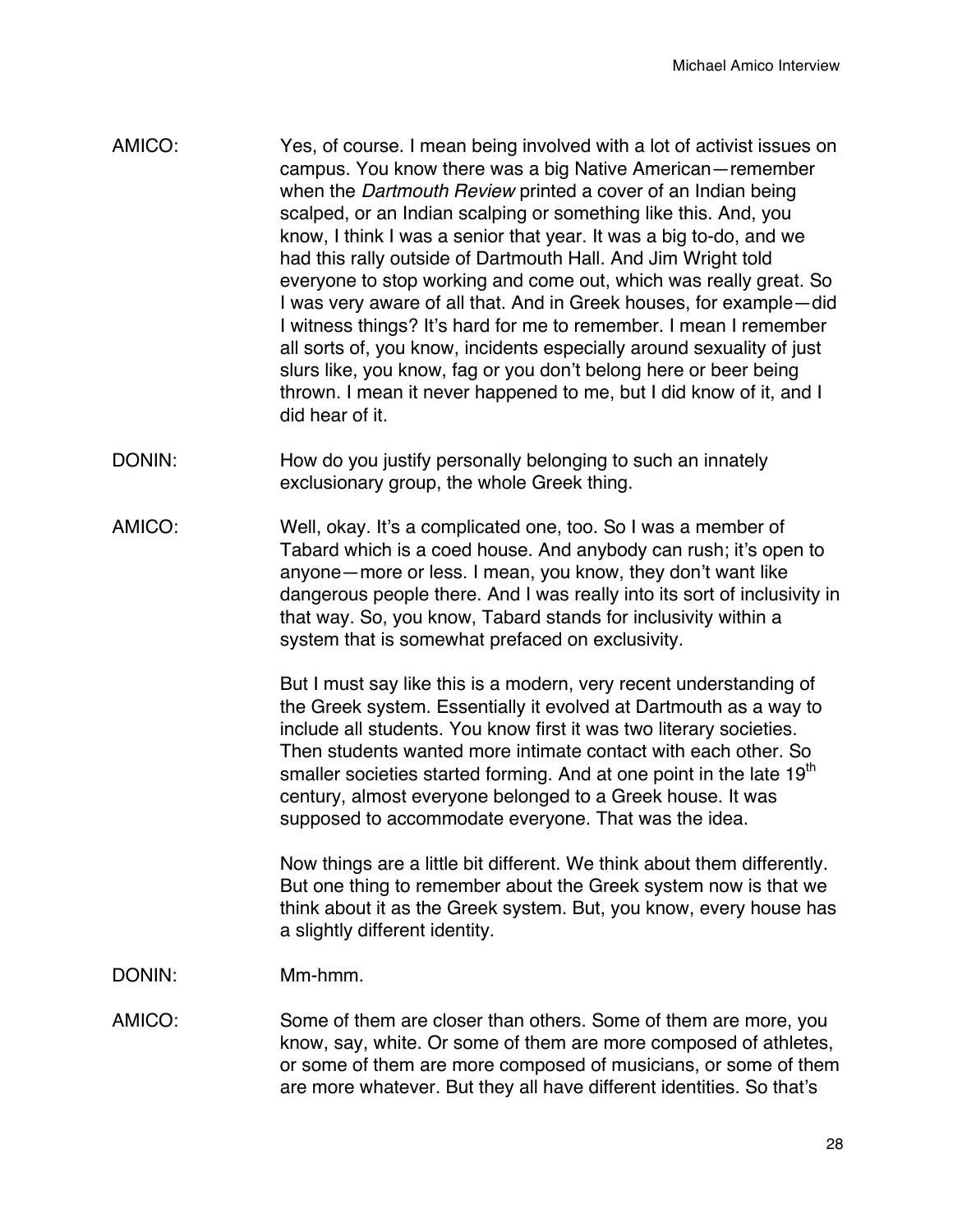AMICO: Yes, of course. I mean being involved with a lot of activist issues on campus. You know there was a big Native American—remember when the *Dartmouth Review* printed a cover of an Indian being scalped, or an Indian scalping or something like this. And, you know, I think I was a senior that year. It was a big to-do, and we had this rally outside of Dartmouth Hall. And Jim Wright told everyone to stop working and come out, which was really great. So I was very aware of all that. And in Greek houses, for example—did I witness things? It's hard for me to remember. I mean I remember all sorts of, you know, incidents especially around sexuality of just slurs like, you know, fag or you don't belong here or beer being thrown. I mean it never happened to me, but I did know of it, and I did hear of it.

DONIN: How do you justify personally belonging to such an innately exclusionary group, the whole Greek thing.

AMICO: Well, okay. It's a complicated one, too. So I was a member of Tabard which is a coed house. And anybody can rush; it's open to anyone—more or less. I mean, you know, they don't want like dangerous people there. And I was really into its sort of inclusivity in that way. So, you know, Tabard stands for inclusivity within a system that is somewhat prefaced on exclusivity.

But I must say like this is a modern, very recent understanding of the Greek system. Essentially it evolved at Dartmouth as a way to include all students. You know first it was two literary societies. Then students wanted more intimate contact with each other. So smaller societies started forming. And at one point in the late 19th century, almost everyone belonged to a Greek house. It was supposed to accommodate everyone. That was the idea.

Now things are a little bit different. We think about them differently. But one thing to remember about the Greek system now is that we think about it as the Greek system. But, you know, every house has a slightly different identity.

DONIN: Mm-hmm.

AMICO: Some of them are closer than others. Some of them are more, you know, say, white. Or some of them are more composed of athletes, or some of them are more composed of musicians, or some of them are more whatever. But they all have different identities. So that's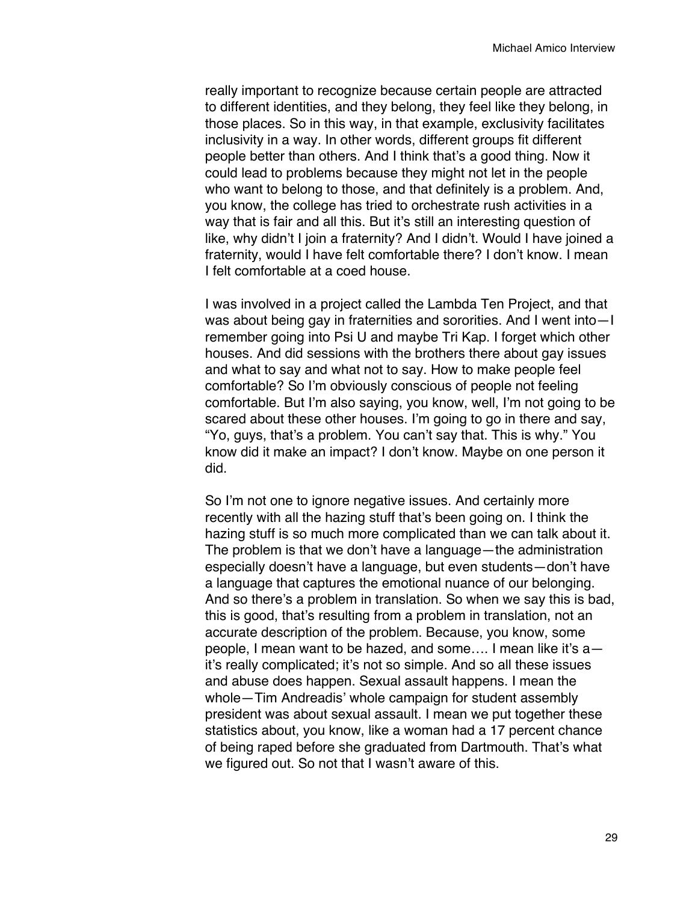really important to recognize because certain people are attracted to different identities, and they belong, they feel like they belong, in those places. So in this way, in that example, exclusivity facilitates inclusivity in a way. In other words, different groups fit different people better than others. And I think that's a good thing. Now it could lead to problems because they might not let in the people who want to belong to those, and that definitely is a problem. And, you know, the college has tried to orchestrate rush activities in a way that is fair and all this. But it's still an interesting question of like, why didn't I join a fraternity? And I didn't. Would I have joined a fraternity, would I have felt comfortable there? I don't know. I mean I felt comfortable at a coed house.

I was involved in a project called the Lambda Ten Project, and that was about being gay in fraternities and sororities. And I went into—I remember going into Psi U and maybe Tri Kap. I forget which other houses. And did sessions with the brothers there about gay issues and what to say and what not to say. How to make people feel comfortable? So I'm obviously conscious of people not feeling comfortable. But I'm also saying, you know, well, I'm not going to be scared about these other houses. I'm going to go in there and say, "Yo, guys, that's a problem. You can't say that. This is why." You know did it make an impact? I don't know. Maybe on one person it did.

So I'm not one to ignore negative issues. And certainly more recently with all the hazing stuff that's been going on. I think the hazing stuff is so much more complicated than we can talk about it. The problem is that we don't have a language—the administration especially doesn't have a language, but even students—don't have a language that captures the emotional nuance of our belonging. And so there's a problem in translation. So when we say this is bad, this is good, that's resulting from a problem in translation, not an accurate description of the problem. Because, you know, some people, I mean want to be hazed, and some…. I mean like it's a—it's really complicated; it's not so simple. And so all these issues and abuse does happen. Sexual assault happens. I mean the whole—Tim Andreadis' whole campaign for student assembly president was about sexual assault. I mean we put together these statistics about, you know, like a woman had a 17 percent chance of being raped before she graduated from Dartmouth. That's what we figured out. So not that I wasn't aware of this.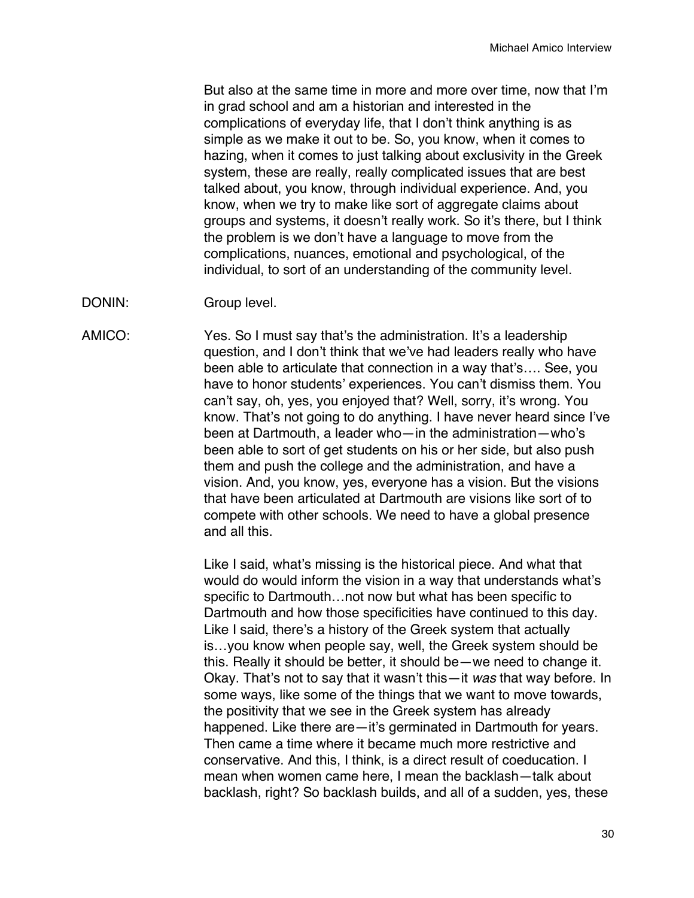But also at the same time in more and more over time, now that I'm in grad school and am a historian and interested in the complications of everyday life, that I don't think anything is as simple as we make it out to be. So, you know, when it comes to hazing, when it comes to just talking about exclusivity in the Greek system, these are really, really complicated issues that are best talked about, you know, through individual experience. And, you know, when we try to make like sort of aggregate claims about groups and systems, it doesn't really work. So it's there, but I think the problem is we don't have a language to move from the complications, nuances, emotional and psychological, of the individual, to sort of an understanding of the community level.

DONIN: Group level.

AMICO: Yes. So I must say that's the administration. It's a leadership question, and I don't think that we've had leaders really who have been able to articulate that connection in a way that's…. See, you have to honor students' experiences. You can't dismiss them. You can't say, oh, yes, you enjoyed that? Well, sorry, it's wrong. You know. That's not going to do anything. I have never heard since I've been at Dartmouth, a leader who—in the administration—who's been able to sort of get students on his or her side, but also push them and push the college and the administration, and have a vision. And, you know, yes, everyone has a vision. But the visions that have been articulated at Dartmouth are visions like sort of to compete with other schools. We need to have a global presence and all this.

Like I said, what's missing is the historical piece. And what that would do would inform the vision in a way that understands what's specific to Dartmouth…not now but what has been specific to Dartmouth and how those specificities have continued to this day. Like I said, there's a history of the Greek system that actually is…you know when people say, well, the Greek system should be this. Really it should be better, it should be—we need to change it. Okay. That's not to say that it wasn't this—it *was* that way before. In some ways, like some of the things that we want to move towards, the positivity that we see in the Greek system has already happened. Like there are—it's germinated in Dartmouth for years. Then came a time where it became much more restrictive and conservative. And this, I think, is a direct result of coeducation. I mean when women came here, I mean the backlash—talk about backlash, right? So backlash builds, and all of a sudden, yes, these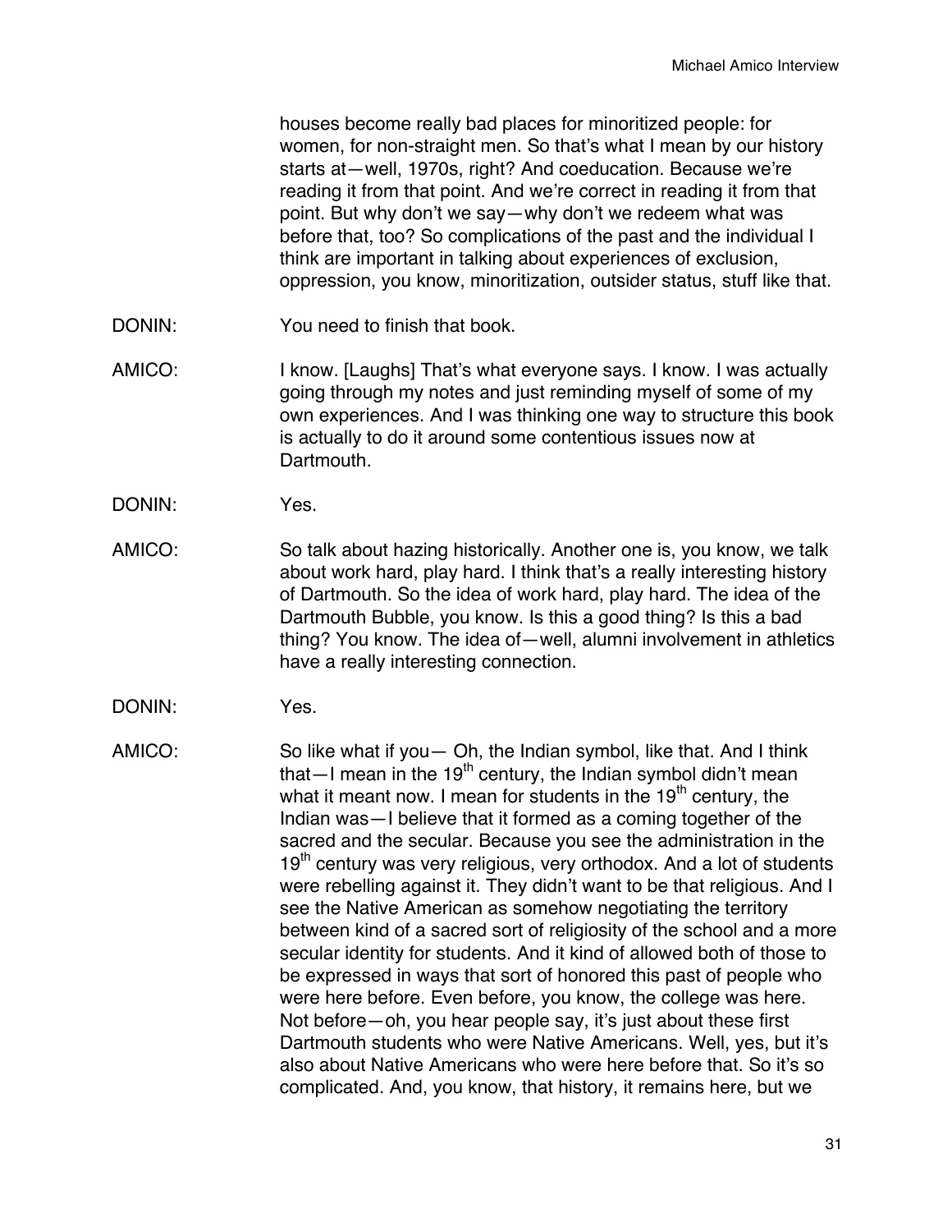houses become really bad places for minoritized people: for women, for non-straight men. So that's what I mean by our history starts at—well, 1970s, right? And coeducation. Because we're reading it from that point. And we're correct in reading it from that point. But why don't we say—why don't we redeem what was before that, too? So complications of the past and the individual I think are important in talking about experiences of exclusion, oppression, you know, minoritization, outsider status, stuff like that.

DONIN: You need to finish that book.

AMICO: I know. [Laughs] That's what everyone says. I know. I was actually going through my notes and just reminding myself of some of my own experiences. And I was thinking one way to structure this book is actually to do it around some contentious issues now at Dartmouth.

DONIN: Yes.

AMICO: So talk about hazing historically. Another one is, you know, we talk about work hard, play hard. I think that's a really interesting history of Dartmouth. So the idea of work hard, play hard. The idea of the Dartmouth Bubble, you know. Is this a good thing? Is this a bad thing? You know. The idea of—well, alumni involvement in athletics have a really interesting connection.

DONIN: Yes.

AMICO: So like what if you— Oh, the Indian symbol, like that. And I think that—I mean in the 19th century, the Indian symbol didn't mean what it meant now. I mean for students in the 19th century, the Indian was—I believe that it formed as a coming together of the sacred and the secular. Because you see the administration in the 19th century was very religious, very orthodox. And a lot of students were rebelling against it. They didn't want to be that religious. And I see the Native American as somehow negotiating the territory between kind of a sacred sort of religiosity of the school and a more secular identity for students. And it kind of allowed both of those to be expressed in ways that sort of honored this past of people who were here before. Even before, you know, the college was here. Not before—oh, you hear people say, it's just about these first Dartmouth students who were Native Americans. Well, yes, but it's also about Native Americans who were here before that. So it's so complicated. And, you know, that history, it remains here, but we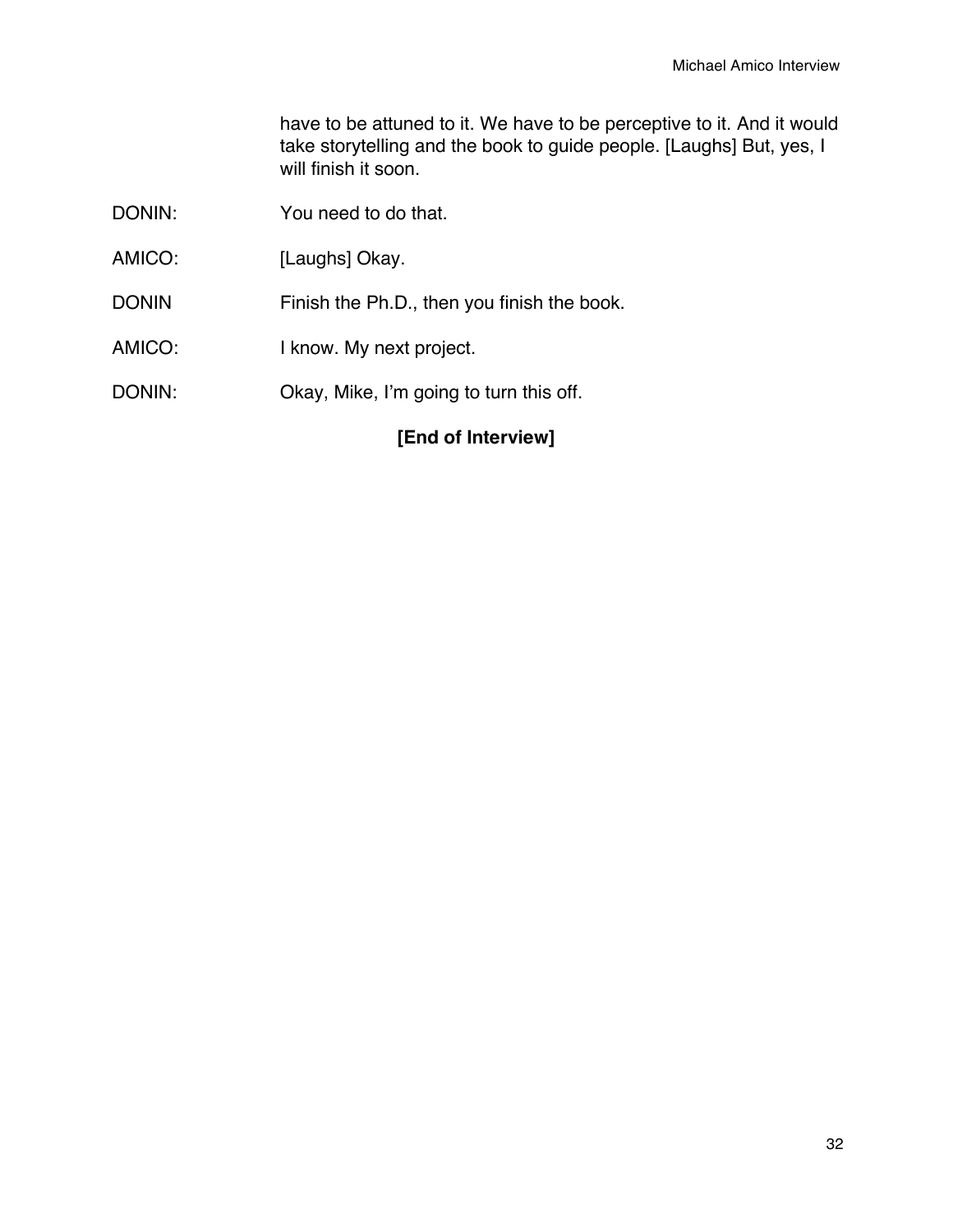have to be attuned to it. We have to be perceptive to it. And it would take storytelling and the book to guide people. [Laughs] But, yes, I will finish it soon.

DONIN: You need to do that.

AMICO: [Laughs] Okay.

DONIN Finish the Ph.D., then you finish the book.

AMICO: I know. My next project.

DONIN: Okay, Mike, I'm going to turn this off.

**[End of Interview]**